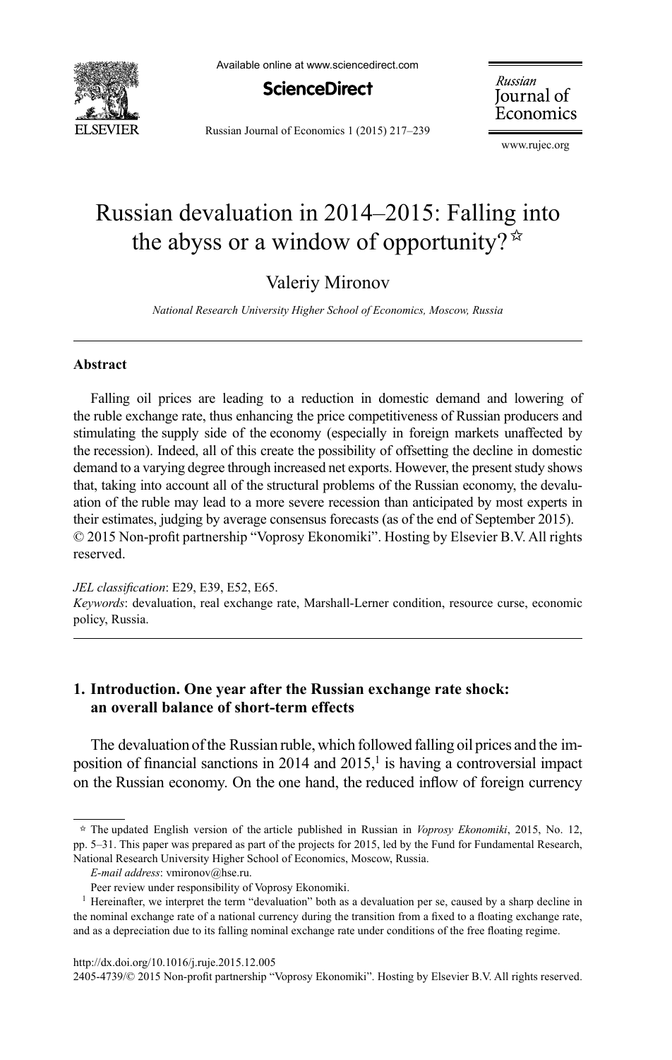# Russian devaluation in 2014–2015: Falling into the abyss or a window of opportunity?[☆]

Valeriy Mironov

*National Research University Higher School of Economics, Moscow, Russia*

---

## Abstract

Falling oil prices are leading to a reduction in domestic demand and lowering of the ruble exchange rate, thus enhancing the price competitiveness of Russian producers and stimulating the supply side of the economy (especially in foreign markets unaffected by the recession). Indeed, all of this create the possibility of offsetting the decline in domestic demand to a varying degree through increased net exports. However, the present study shows that, taking into account all of the structural problems of the Russian economy, the devaluation of the ruble may lead to a more severe recession than anticipated by most experts in their estimates, judging by average consensus forecasts (as of the end of September 2015).
© 2015 Non-profit partnership "Voprosy Ekonomiki". Hosting by Elsevier B.V. All rights reserved.

*JEL classification*: E29, E39, E52, E65.
*Keywords*: devaluation, real exchange rate, Marshall-Lerner condition, resource curse, economic policy, Russia.

---

## 1. Introduction. One year after the Russian exchange rate shock: an overall balance of short-term effects

The devaluation of the Russian ruble, which followed falling oil prices and the imposition of financial sanctions in 2014 and 2015,[1] is having a controversial impact on the Russian economy. On the one hand, the reduced inflow of foreign currency

---

☆ The updated English version of the article published in Russian in *Voprosy Ekonomiki*, 2015, No. 12, pp. 5–31. This paper was prepared as part of the projects for 2015, led by the Fund for Fundamental Research, National Research University Higher School of Economics, Moscow, Russia.

*E-mail address*: vmironov@hse.ru.

Peer review under responsibility of Voprosy Ekonomiki.

[1] Hereinafter, we interpret the term "devaluation" both as a devaluation per se, caused by a sharp decline in the nominal exchange rate of a national currency during the transition from a fixed to a floating exchange rate, and as a depreciation due to its falling nominal exchange rate under conditions of the free floating regime.

http://dx.doi.org/10.1016/j.ruje.2015.12.005

2405-4739/© 2015 Non-profit partnership "Voprosy Ekonomiki". Hosting by Elsevier B.V. All rights reserved.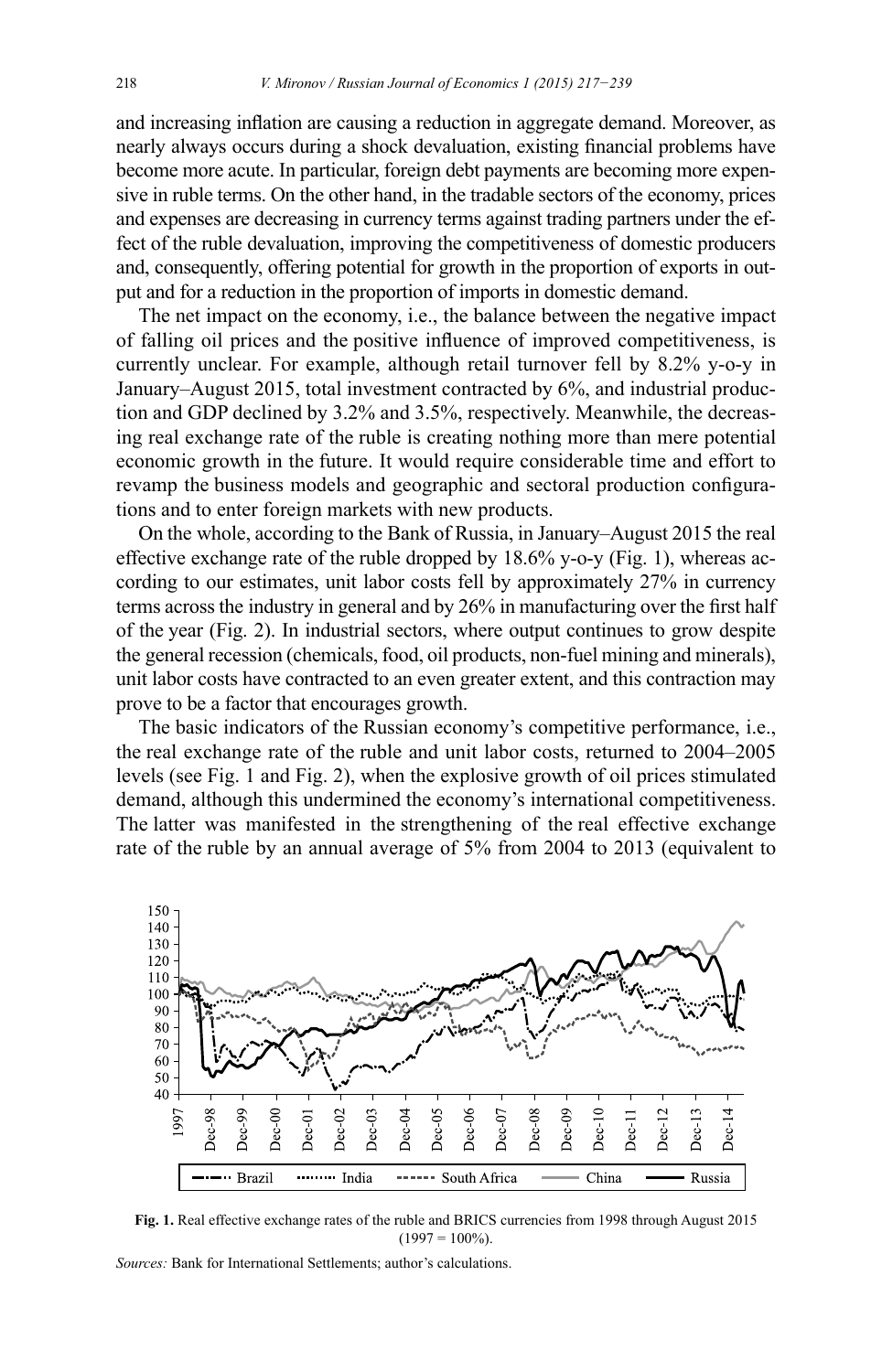and increasing inflation are causing a reduction in aggregate demand. Moreover, as nearly always occurs during a shock devaluation, existing financial problems have become more acute. In particular, foreign debt payments are becoming more expensive in ruble terms. On the other hand, in the tradable sectors of the economy, prices and expenses are decreasing in currency terms against trading partners under the effect of the ruble devaluation, improving the competitiveness of domestic producers and, consequently, offering potential for growth in the proportion of exports in output and for a reduction in the proportion of imports in domestic demand.

The net impact on the economy, i.e., the balance between the negative impact of falling oil prices and the positive influence of improved competitiveness, is currently unclear. For example, although retail turnover fell by 8.2% y-o-y in January–August 2015, total investment contracted by 6%, and industrial production and GDP declined by 3.2% and 3.5%, respectively. Meanwhile, the decreasing real exchange rate of the ruble is creating nothing more than mere potential economic growth in the future. It would require considerable time and effort to revamp the business models and geographic and sectoral production configurations and to enter foreign markets with new products.

On the whole, according to the Bank of Russia, in January–August 2015 the real effective exchange rate of the ruble dropped by 18.6% y-o-y (Fig. 1), whereas according to our estimates, unit labor costs fell by approximately 27% in currency terms across the industry in general and by 26% in manufacturing over the first half of the year (Fig. 2). In industrial sectors, where output continues to grow despite the general recession (chemicals, food, oil products, non-fuel mining and minerals), unit labor costs have contracted to an even greater extent, and this contraction may prove to be a factor that encourages growth.

The basic indicators of the Russian economy's competitive performance, i.e., the real exchange rate of the ruble and unit labor costs, returned to 2004–2005 levels (see Fig. 1 and Fig. 2), when the explosive growth of oil prices stimulated demand, although this undermined the economy's international competitiveness. The latter was manifested in the strengthening of the real effective exchange rate of the ruble by an annual average of 5% from 2004 to 2013 (equivalent to

**Fig. 1.** Real effective exchange rates of the ruble and BRICS currencies from 1998 through August 2015 (1997 = 100%).

*Sources:* Bank for International Settlements; author's calculations.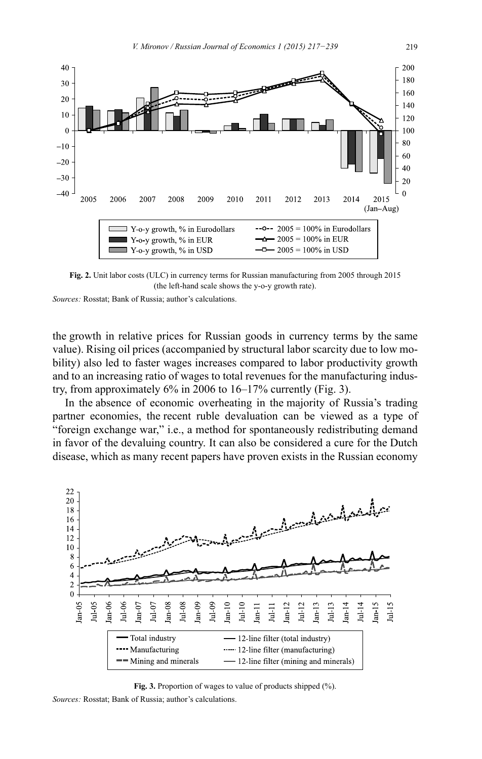**Fig. 2.** Unit labor costs (ULC) in currency terms for Russian manufacturing from 2005 through 2015 (the left-hand scale shows the y-o-y growth rate).

*Sources:* Rosstat; Bank of Russia; author's calculations.

the growth in relative prices for Russian goods in currency terms by the same value). Rising oil prices (accompanied by structural labor scarcity due to low mobility) also led to faster wages increases compared to labor productivity growth and to an increasing ratio of wages to total revenues for the manufacturing industry, from approximately 6% in 2006 to 16–17% currently (Fig. 3).

In the absence of economic overheating in the majority of Russia's trading partner economies, the recent ruble devaluation can be viewed as a type of "foreign exchange war," i.e., a method for spontaneously redistributing demand in favor of the devaluing country. It can also be considered a cure for the Dutch disease, which as many recent papers have proven exists in the Russian economy

**Fig. 3.** Proportion of wages to value of products shipped (%).

*Sources:* Rosstat; Bank of Russia; author's calculations.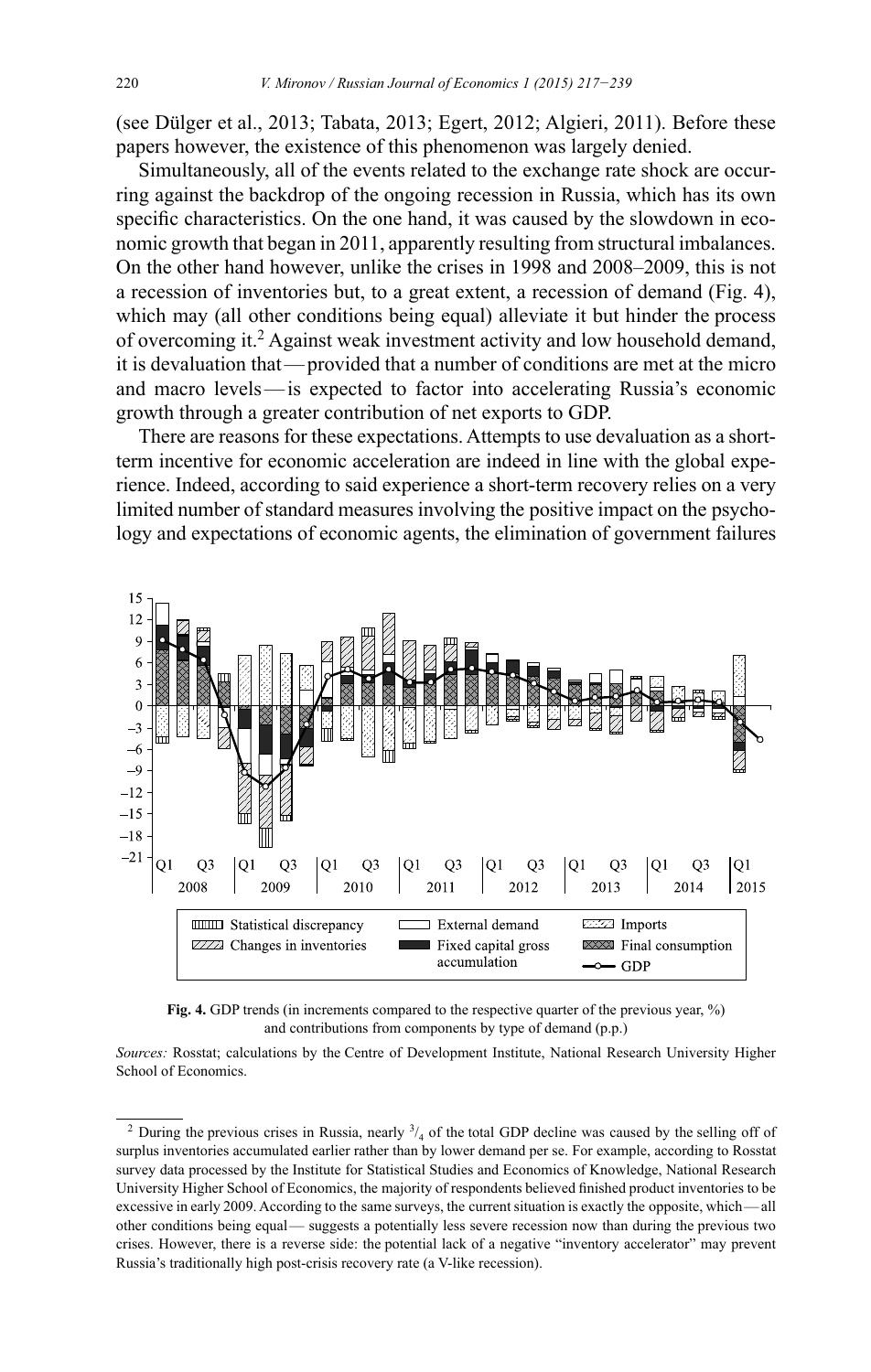(see Dülger et al., 2013; Tabata, 2013; Egert, 2012; Algieri, 2011). Before these papers however, the existence of this phenomenon was largely denied.

Simultaneously, all of the events related to the exchange rate shock are occurring against the backdrop of the ongoing recession in Russia, which has its own specific characteristics. On the one hand, it was caused by the slowdown in economic growth that began in 2011, apparently resulting from structural imbalances. On the other hand however, unlike the crises in 1998 and 2008–2009, this is not a recession of inventories but, to a great extent, a recession of demand (Fig. 4), which may (all other conditions being equal) alleviate it but hinder the process of overcoming it.[2] Against weak investment activity and low household demand, it is devaluation that — provided that a number of conditions are met at the micro and macro levels — is expected to factor into accelerating Russia's economic growth through a greater contribution of net exports to GDP.

There are reasons for these expectations. Attempts to use devaluation as a short-term incentive for economic acceleration are indeed in line with the global experience. Indeed, according to said experience a short-term recovery relies on a very limited number of standard measures involving the positive impact on the psychology and expectations of economic agents, the elimination of government failures

**Fig. 4.** GDP trends (in increments compared to the respective quarter of the previous year, %) and contributions from components by type of demand (p.p.)

*Sources:* Rosstat; calculations by the Centre of Development Institute, National Research University Higher School of Economics.

---

[2] During the previous crises in Russia, nearly $^{3}/_{4}$ of the total GDP decline was caused by the selling off of surplus inventories accumulated earlier rather than by lower demand per se. For example, according to Rosstat survey data processed by the Institute for Statistical Studies and Economics of Knowledge, National Research University Higher School of Economics, the majority of respondents believed finished product inventories to be excessive in early 2009. According to the same surveys, the current situation is exactly the opposite, which — all other conditions being equal — suggests a potentially less severe recession now than during the previous two crises. However, there is a reverse side: the potential lack of a negative "inventory accelerator" may prevent Russia's traditionally high post-crisis recovery rate (a V-like recession).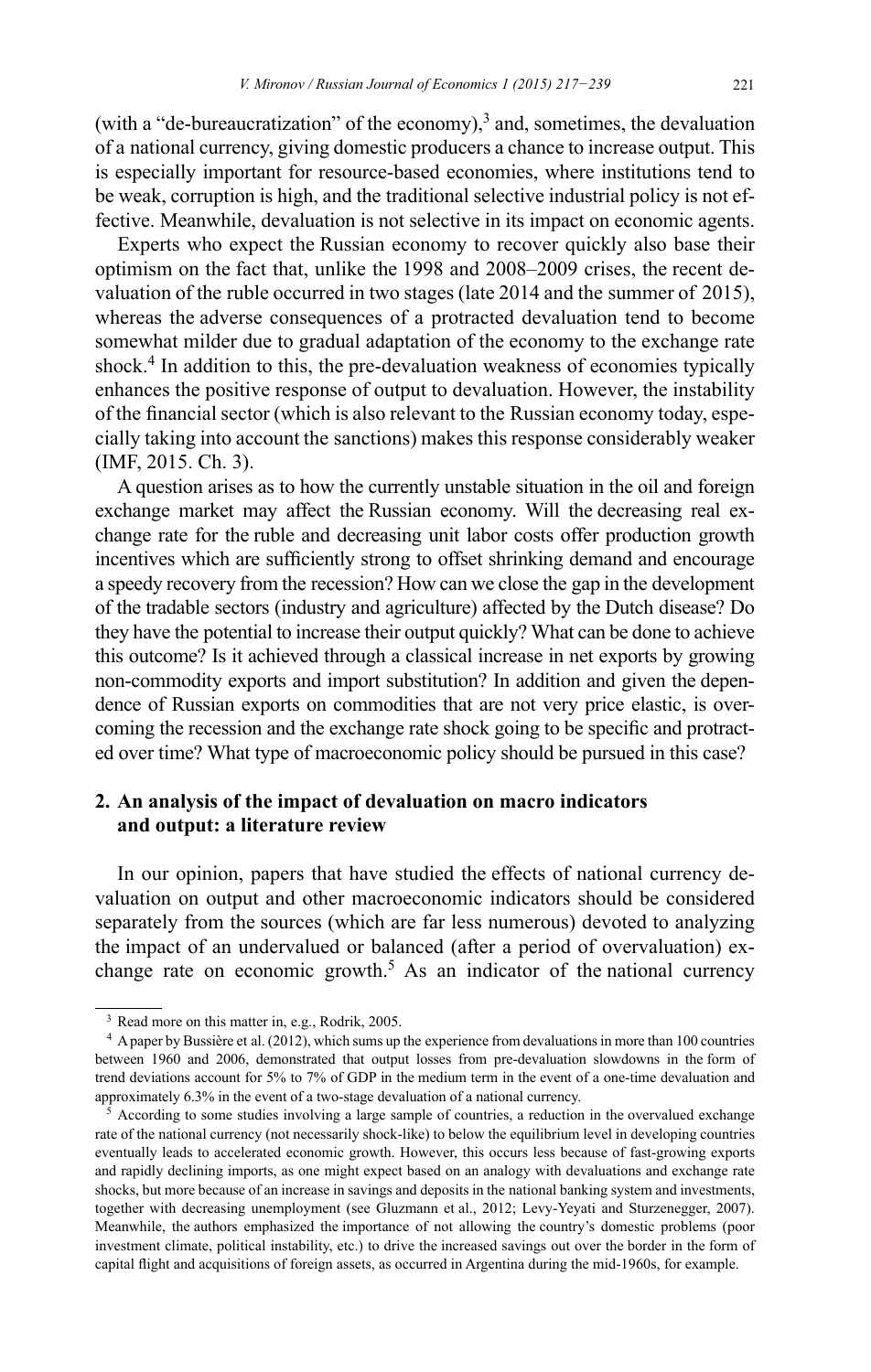(with a "de-bureaucratization" of the economy),[3] and, sometimes, the devaluation of a national currency, giving domestic producers a chance to increase output. This is especially important for resource-based economies, where institutions tend to be weak, corruption is high, and the traditional selective industrial policy is not effective. Meanwhile, devaluation is not selective in its impact on economic agents.

Experts who expect the Russian economy to recover quickly also base their optimism on the fact that, unlike the 1998 and 2008–2009 crises, the recent devaluation of the ruble occurred in two stages (late 2014 and the summer of 2015), whereas the adverse consequences of a protracted devaluation tend to become somewhat milder due to gradual adaptation of the economy to the exchange rate shock.[4] In addition to this, the pre-devaluation weakness of economies typically enhances the positive response of output to devaluation. However, the instability of the financial sector (which is also relevant to the Russian economy today, especially taking into account the sanctions) makes this response considerably weaker (IMF, 2015. Ch. 3).

A question arises as to how the currently unstable situation in the oil and foreign exchange market may affect the Russian economy. Will the decreasing real exchange rate for the ruble and decreasing unit labor costs offer production growth incentives which are sufficiently strong to offset shrinking demand and encourage a speedy recovery from the recession? How can we close the gap in the development of the tradable sectors (industry and agriculture) affected by the Dutch disease? Do they have the potential to increase their output quickly? What can be done to achieve this outcome? Is it achieved through a classical increase in net exports by growing non-commodity exports and import substitution? In addition and given the dependence of Russian exports on commodities that are not very price elastic, is overcoming the recession and the exchange rate shock going to be specific and protracted over time? What type of macroeconomic policy should be pursued in this case?

## 2. An analysis of the impact of devaluation on macro indicators and output: a literature review

In our opinion, papers that have studied the effects of national currency devaluation on output and other macroeconomic indicators should be considered separately from the sources (which are far less numerous) devoted to analyzing the impact of an undervalued or balanced (after a period of overvaluation) exchange rate on economic growth.[5] As an indicator of the national currency

---

[3] Read more on this matter in, e.g., Rodrik, 2005.

[4] A paper by Bussière et al. (2012), which sums up the experience from devaluations in more than 100 countries between 1960 and 2006, demonstrated that output losses from pre-devaluation slowdowns in the form of trend deviations account for 5% to 7% of GDP in the medium term in the event of a one-time devaluation and approximately 6.3% in the event of a two-stage devaluation of a national currency.

[5] According to some studies involving a large sample of countries, a reduction in the overvalued exchange rate of the national currency (not necessarily shock-like) to below the equilibrium level in developing countries eventually leads to accelerated economic growth. However, this occurs less because of fast-growing exports and rapidly declining imports, as one might expect based on an analogy with devaluations and exchange rate shocks, but more because of an increase in savings and deposits in the national banking system and investments, together with decreasing unemployment (see Gluzmann et al., 2012; Levy-Yeyati and Sturzenegger, 2007). Meanwhile, the authors emphasized the importance of not allowing the country's domestic problems (poor investment climate, political instability, etc.) to drive the increased savings out over the border in the form of capital flight and acquisitions of foreign assets, as occurred in Argentina during the mid-1960s, for example.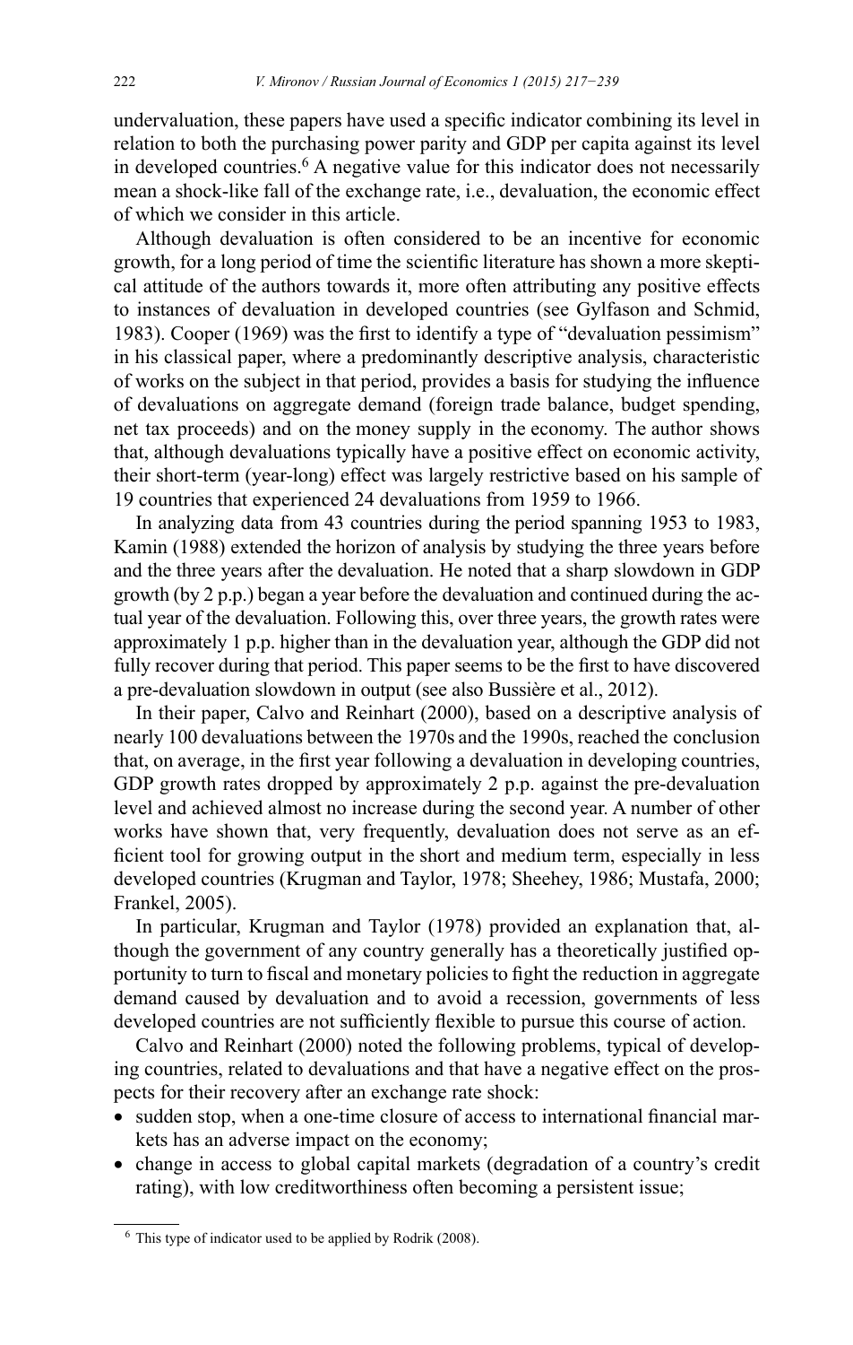undervaluation, these papers have used a specific indicator combining its level in relation to both the purchasing power parity and GDP per capita against its level in developed countries.[6] A negative value for this indicator does not necessarily mean a shock-like fall of the exchange rate, i.e., devaluation, the economic effect of which we consider in this article.

Although devaluation is often considered to be an incentive for economic growth, for a long period of time the scientific literature has shown a more skeptical attitude of the authors towards it, more often attributing any positive effects to instances of devaluation in developed countries (see Gylfason and Schmid, 1983). Cooper (1969) was the first to identify a type of "devaluation pessimism" in his classical paper, where a predominantly descriptive analysis, characteristic of works on the subject in that period, provides a basis for studying the influence of devaluations on aggregate demand (foreign trade balance, budget spending, net tax proceeds) and on the money supply in the economy. The author shows that, although devaluations typically have a positive effect on economic activity, their short-term (year-long) effect was largely restrictive based on his sample of 19 countries that experienced 24 devaluations from 1959 to 1966.

In analyzing data from 43 countries during the period spanning 1953 to 1983, Kamin (1988) extended the horizon of analysis by studying the three years before and the three years after the devaluation. He noted that a sharp slowdown in GDP growth (by 2 p.p.) began a year before the devaluation and continued during the actual year of the devaluation. Following this, over three years, the growth rates were approximately 1 p.p. higher than in the devaluation year, although the GDP did not fully recover during that period. This paper seems to be the first to have discovered a pre-devaluation slowdown in output (see also Bussière et al., 2012).

In their paper, Calvo and Reinhart (2000), based on a descriptive analysis of nearly 100 devaluations between the 1970s and the 1990s, reached the conclusion that, on average, in the first year following a devaluation in developing countries, GDP growth rates dropped by approximately 2 p.p. against the pre-devaluation level and achieved almost no increase during the second year. A number of other works have shown that, very frequently, devaluation does not serve as an efficient tool for growing output in the short and medium term, especially in less developed countries (Krugman and Taylor, 1978; Sheehey, 1986; Mustafa, 2000; Frankel, 2005).

In particular, Krugman and Taylor (1978) provided an explanation that, although the government of any country generally has a theoretically justified opportunity to turn to fiscal and monetary policies to fight the reduction in aggregate demand caused by devaluation and to avoid a recession, governments of less developed countries are not sufficiently flexible to pursue this course of action.

Calvo and Reinhart (2000) noted the following problems, typical of developing countries, related to devaluations and that have a negative effect on the prospects for their recovery after an exchange rate shock:

- sudden stop, when a one-time closure of access to international financial markets has an adverse impact on the economy;
- change in access to global capital markets (degradation of a country's credit rating), with low creditworthiness often becoming a persistent issue;

[6] This type of indicator used to be applied by Rodrik (2008).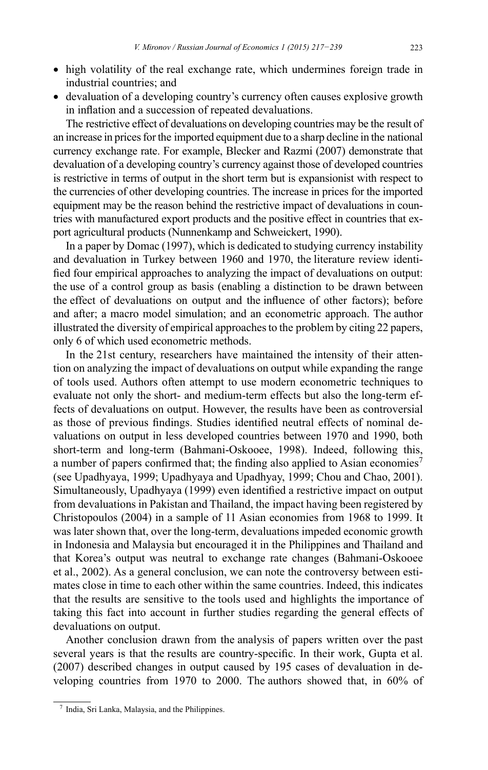- high volatility of the real exchange rate, which undermines foreign trade in industrial countries; and
- devaluation of a developing country's currency often causes explosive growth in inflation and a succession of repeated devaluations.

The restrictive effect of devaluations on developing countries may be the result of an increase in prices for the imported equipment due to a sharp decline in the national currency exchange rate. For example, Blecker and Razmi (2007) demonstrate that devaluation of a developing country's currency against those of developed countries is restrictive in terms of output in the short term but is expansionist with respect to the currencies of other developing countries. The increase in prices for the imported equipment may be the reason behind the restrictive impact of devaluations in countries with manufactured export products and the positive effect in countries that export agricultural products (Nunnenkamp and Schweickert, 1990).

In a paper by Domac (1997), which is dedicated to studying currency instability and devaluation in Turkey between 1960 and 1970, the literature review identified four empirical approaches to analyzing the impact of devaluations on output: the use of a control group as basis (enabling a distinction to be drawn between the effect of devaluations on output and the influence of other factors); before and after; a macro model simulation; and an econometric approach. The author illustrated the diversity of empirical approaches to the problem by citing 22 papers, only 6 of which used econometric methods.

In the 21st century, researchers have maintained the intensity of their attention on analyzing the impact of devaluations on output while expanding the range of tools used. Authors often attempt to use modern econometric techniques to evaluate not only the short- and medium-term effects but also the long-term effects of devaluations on output. However, the results have been as controversial as those of previous findings. Studies identified neutral effects of nominal devaluations on output in less developed countries between 1970 and 1990, both short-term and long-term (Bahmani-Oskooee, 1998). Indeed, following this, a number of papers confirmed that; the finding also applied to Asian economies[7] (see Upadhyaya, 1999; Upadhyaya and Upadhyay, 1999; Chou and Chao, 2001). Simultaneously, Upadhyaya (1999) even identified a restrictive impact on output from devaluations in Pakistan and Thailand, the impact having been registered by Christopoulos (2004) in a sample of 11 Asian economies from 1968 to 1999. It was later shown that, over the long-term, devaluations impeded economic growth in Indonesia and Malaysia but encouraged it in the Philippines and Thailand and that Korea's output was neutral to exchange rate changes (Bahmani-Oskooee et al., 2002). As a general conclusion, we can note the controversy between estimates close in time to each other within the same countries. Indeed, this indicates that the results are sensitive to the tools used and highlights the importance of taking this fact into account in further studies regarding the general effects of devaluations on output.

Another conclusion drawn from the analysis of papers written over the past several years is that the results are country-specific. In their work, Gupta et al. (2007) described changes in output caused by 195 cases of devaluation in developing countries from 1970 to 2000. The authors showed that, in 60% of

[7] India, Sri Lanka, Malaysia, and the Philippines.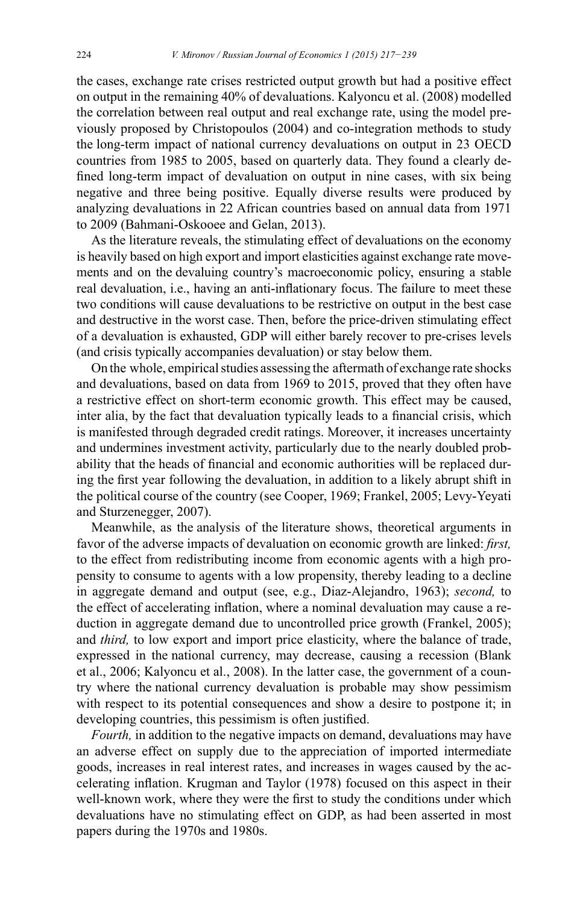the cases, exchange rate crises restricted output growth but had a positive effect on output in the remaining 40% of devaluations. Kalyoncu et al. (2008) modelled the correlation between real output and real exchange rate, using the model previously proposed by Christopoulos (2004) and co-integration methods to study the long-term impact of national currency devaluations on output in 23 OECD countries from 1985 to 2005, based on quarterly data. They found a clearly defined long-term impact of devaluation on output in nine cases, with six being negative and three being positive. Equally diverse results were produced by analyzing devaluations in 22 African countries based on annual data from 1971 to 2009 (Bahmani-Oskooee and Gelan, 2013).

As the literature reveals, the stimulating effect of devaluations on the economy is heavily based on high export and import elasticities against exchange rate movements and on the devaluing country's macroeconomic policy, ensuring a stable real devaluation, i.e., having an anti-inflationary focus. The failure to meet these two conditions will cause devaluations to be restrictive on output in the best case and destructive in the worst case. Then, before the price-driven stimulating effect of a devaluation is exhausted, GDP will either barely recover to pre-crises levels (and crisis typically accompanies devaluation) or stay below them.

On the whole, empirical studies assessing the aftermath of exchange rate shocks and devaluations, based on data from 1969 to 2015, proved that they often have a restrictive effect on short-term economic growth. This effect may be caused, inter alia, by the fact that devaluation typically leads to a financial crisis, which is manifested through degraded credit ratings. Moreover, it increases uncertainty and undermines investment activity, particularly due to the nearly doubled probability that the heads of financial and economic authorities will be replaced during the first year following the devaluation, in addition to a likely abrupt shift in the political course of the country (see Cooper, 1969; Frankel, 2005; Levy-Yeyati and Sturzenegger, 2007).

Meanwhile, as the analysis of the literature shows, theoretical arguments in favor of the adverse impacts of devaluation on economic growth are linked: *first,* to the effect from redistributing income from economic agents with a high propensity to consume to agents with a low propensity, thereby leading to a decline in aggregate demand and output (see, e.g., Diaz-Alejandro, 1963); *second,* to the effect of accelerating inflation, where a nominal devaluation may cause a reduction in aggregate demand due to uncontrolled price growth (Frankel, 2005); and *third,* to low export and import price elasticity, where the balance of trade, expressed in the national currency, may decrease, causing a recession (Blank et al., 2006; Kalyoncu et al., 2008). In the latter case, the government of a country where the national currency devaluation is probable may show pessimism with respect to its potential consequences and show a desire to postpone it; in developing countries, this pessimism is often justified.

*Fourth,* in addition to the negative impacts on demand, devaluations may have an adverse effect on supply due to the appreciation of imported intermediate goods, increases in real interest rates, and increases in wages caused by the accelerating inflation. Krugman and Taylor (1978) focused on this aspect in their well-known work, where they were the first to study the conditions under which devaluations have no stimulating effect on GDP, as had been asserted in most papers during the 1970s and 1980s.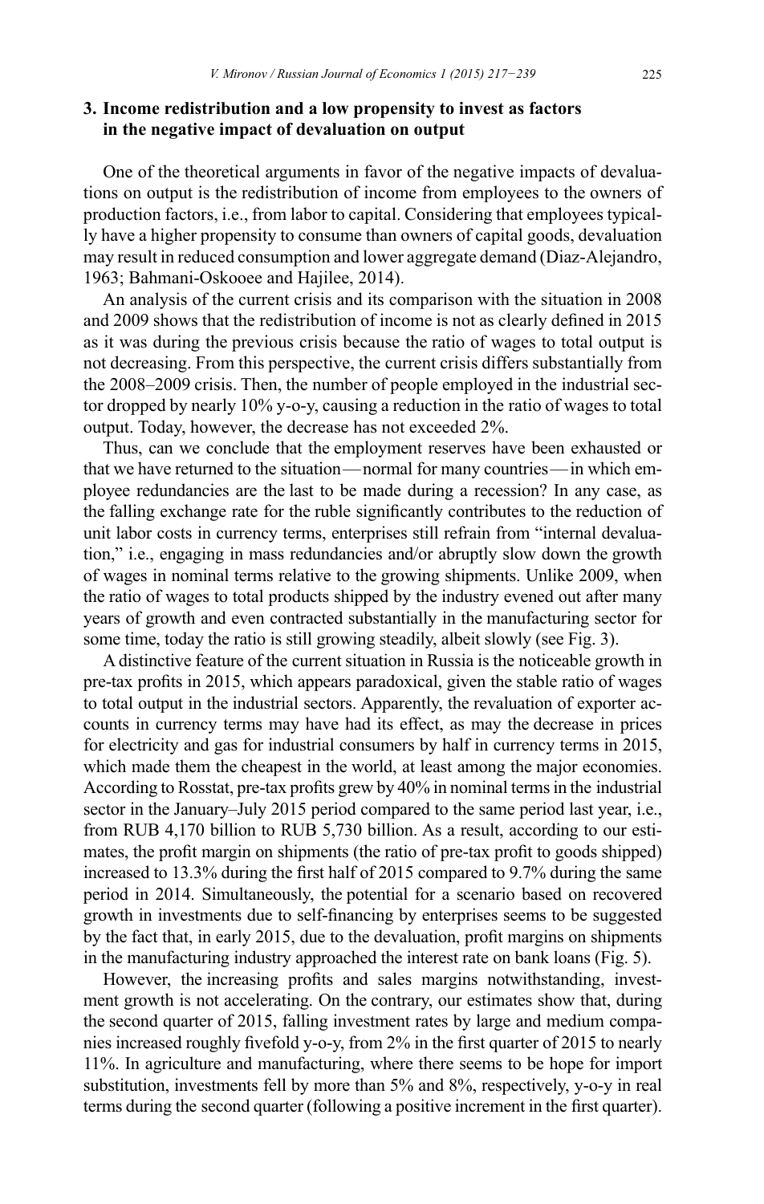## 3. Income redistribution and a low propensity to invest as factors in the negative impact of devaluation on output

One of the theoretical arguments in favor of the negative impacts of devaluations on output is the redistribution of income from employees to the owners of production factors, i.e., from labor to capital. Considering that employees typically have a higher propensity to consume than owners of capital goods, devaluation may result in reduced consumption and lower aggregate demand (Diaz-Alejandro, 1963; Bahmani-Oskooee and Hajilee, 2014).

An analysis of the current crisis and its comparison with the situation in 2008 and 2009 shows that the redistribution of income is not as clearly defined in 2015 as it was during the previous crisis because the ratio of wages to total output is not decreasing. From this perspective, the current crisis differs substantially from the 2008–2009 crisis. Then, the number of people employed in the industrial sector dropped by nearly 10% y-o-y, causing a reduction in the ratio of wages to total output. Today, however, the decrease has not exceeded 2%.

Thus, can we conclude that the employment reserves have been exhausted or that we have returned to the situation — normal for many countries — in which employee redundancies are the last to be made during a recession? In any case, as the falling exchange rate for the ruble significantly contributes to the reduction of unit labor costs in currency terms, enterprises still refrain from "internal devaluation," i.e., engaging in mass redundancies and/or abruptly slow down the growth of wages in nominal terms relative to the growing shipments. Unlike 2009, when the ratio of wages to total products shipped by the industry evened out after many years of growth and even contracted substantially in the manufacturing sector for some time, today the ratio is still growing steadily, albeit slowly (see Fig. 3).

A distinctive feature of the current situation in Russia is the noticeable growth in pre-tax profits in 2015, which appears paradoxical, given the stable ratio of wages to total output in the industrial sectors. Apparently, the revaluation of exporter accounts in currency terms may have had its effect, as may the decrease in prices for electricity and gas for industrial consumers by half in currency terms in 2015, which made them the cheapest in the world, at least among the major economies. According to Rosstat, pre-tax profits grew by 40% in nominal terms in the industrial sector in the January–July 2015 period compared to the same period last year, i.e., from RUB 4,170 billion to RUB 5,730 billion. As a result, according to our estimates, the profit margin on shipments (the ratio of pre-tax profit to goods shipped) increased to 13.3% during the first half of 2015 compared to 9.7% during the same period in 2014. Simultaneously, the potential for a scenario based on recovered growth in investments due to self-financing by enterprises seems to be suggested by the fact that, in early 2015, due to the devaluation, profit margins on shipments in the manufacturing industry approached the interest rate on bank loans (Fig. 5).

However, the increasing profits and sales margins notwithstanding, investment growth is not accelerating. On the contrary, our estimates show that, during the second quarter of 2015, falling investment rates by large and medium companies increased roughly fivefold y-o-y, from 2% in the first quarter of 2015 to nearly 11%. In agriculture and manufacturing, where there seems to be hope for import substitution, investments fell by more than 5% and 8%, respectively, y-o-y in real terms during the second quarter (following a positive increment in the first quarter).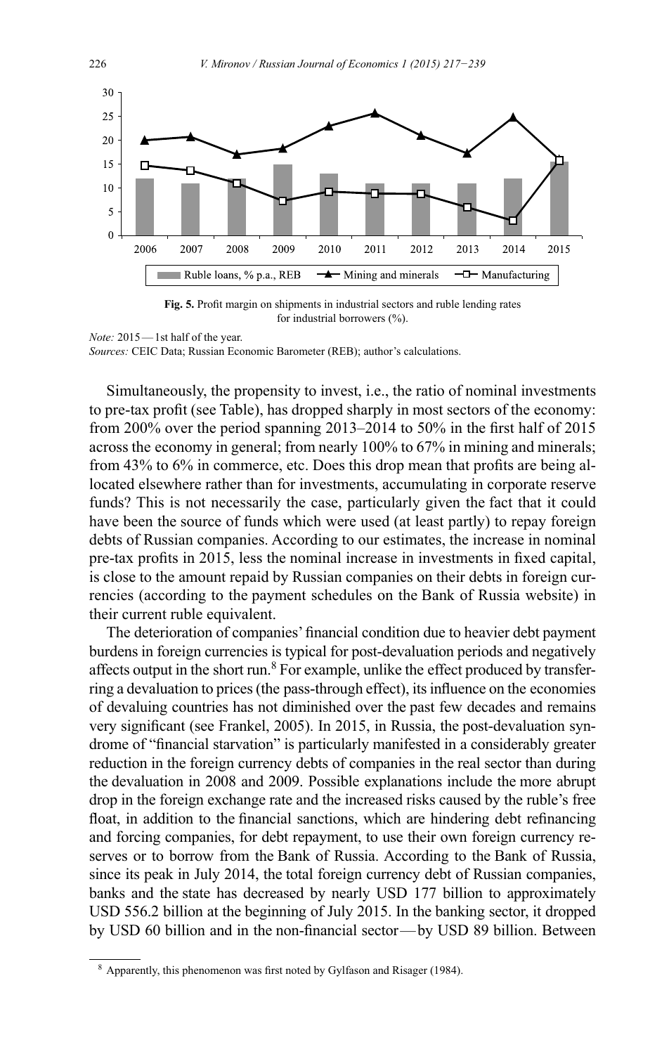**Fig. 5.** Profit margin on shipments in industrial sectors and ruble lending rates for industrial borrowers (%).

*Note:* 2015 — 1st half of the year.
*Sources:* CEIC Data; Russian Economic Barometer (REB); author's calculations.

Simultaneously, the propensity to invest, i.e., the ratio of nominal investments to pre-tax profit (see Table), has dropped sharply in most sectors of the economy: from 200% over the period spanning 2013–2014 to 50% in the first half of 2015 across the economy in general; from nearly 100% to 67% in mining and minerals; from 43% to 6% in commerce, etc. Does this drop mean that profits are being allocated elsewhere rather than for investments, accumulating in corporate reserve funds? This is not necessarily the case, particularly given the fact that it could have been the source of funds which were used (at least partly) to repay foreign debts of Russian companies. According to our estimates, the increase in nominal pre-tax profits in 2015, less the nominal increase in investments in fixed capital, is close to the amount repaid by Russian companies on their debts in foreign currencies (according to the payment schedules on the Bank of Russia website) in their current ruble equivalent.

The deterioration of companies' financial condition due to heavier debt payment burdens in foreign currencies is typical for post-devaluation periods and negatively affects output in the short run.[8] For example, unlike the effect produced by transferring a devaluation to prices (the pass-through effect), its influence on the economies of devaluing countries has not diminished over the past few decades and remains very significant (see Frankel, 2005). In 2015, in Russia, the post-devaluation syndrome of "financial starvation" is particularly manifested in a considerably greater reduction in the foreign currency debts of companies in the real sector than during the devaluation in 2008 and 2009. Possible explanations include the more abrupt drop in the foreign exchange rate and the increased risks caused by the ruble's free float, in addition to the financial sanctions, which are hindering debt refinancing and forcing companies, for debt repayment, to use their own foreign currency reserves or to borrow from the Bank of Russia. According to the Bank of Russia, since its peak in July 2014, the total foreign currency debt of Russian companies, banks and the state has decreased by nearly USD 177 billion to approximately USD 556.2 billion at the beginning of July 2015. In the banking sector, it dropped by USD 60 billion and in the non-financial sector — by USD 89 billion. Between

[8] Apparently, this phenomenon was first noted by Gylfason and Risager (1984).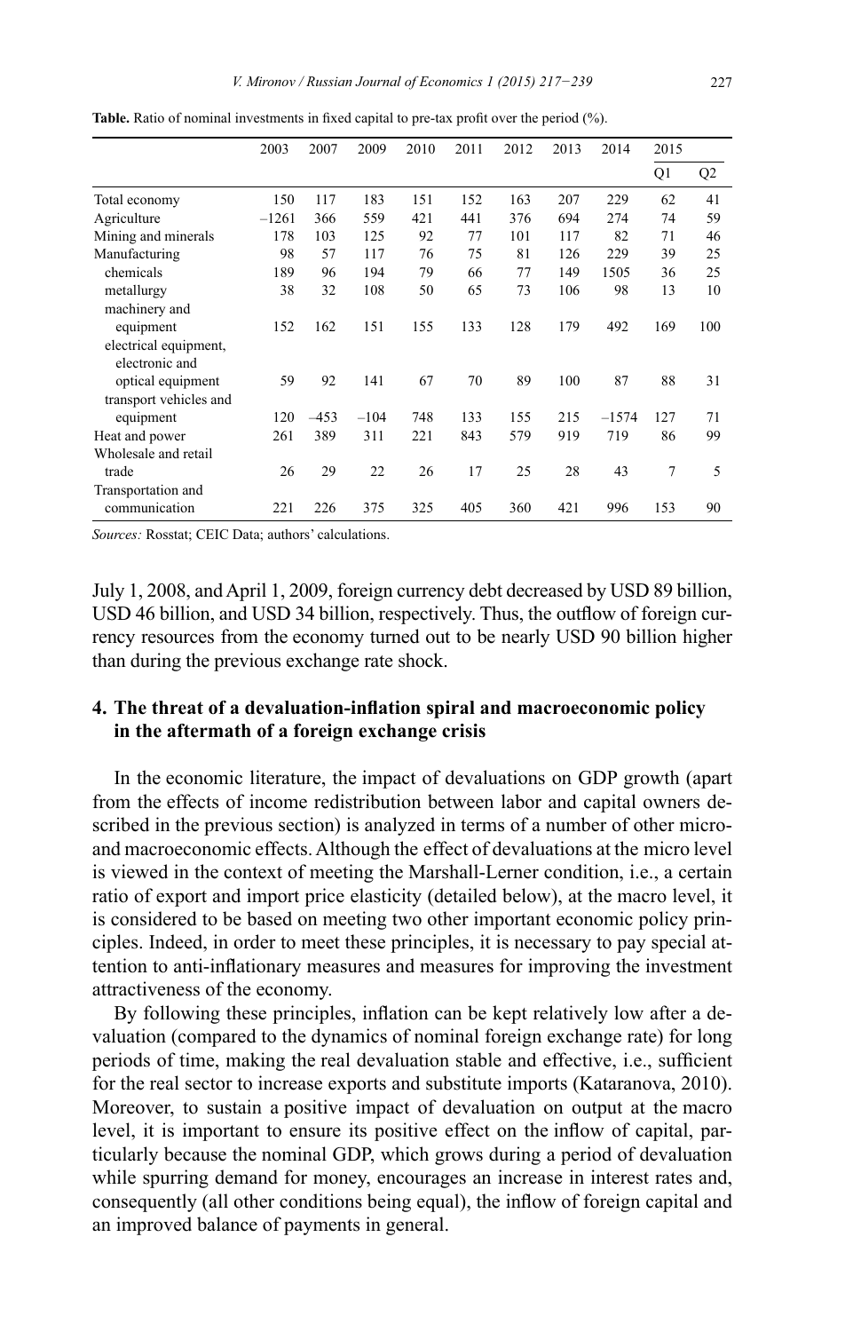**Table.** Ratio of nominal investments in fixed capital to pre-tax profit over the period (%).

| | 2003 | 2007 | 2009 | 2010 | 2011 | 2012 | 2013 | 2014 | 2015 | |
|---|---|---|---|---|---|---|---|---|---|---|
| | | | | | | | | | Q1 | Q2 |
| Total economy | 150 | 117 | 183 | 151 | 152 | 163 | 207 | 229 | 62 | 41 |
| Agriculture | −1261 | 366 | 559 | 421 | 441 | 376 | 694 | 274 | 74 | 59 |
| Mining and minerals | 178 | 103 | 125 | 92 | 77 | 101 | 117 | 82 | 71 | 46 |
| Manufacturing | 98 | 57 | 117 | 76 | 75 | 81 | 126 | 229 | 39 | 25 |
| chemicals | 189 | 96 | 194 | 79 | 66 | 77 | 149 | 1505 | 36 | 25 |
| metallurgy | 38 | 32 | 108 | 50 | 65 | 73 | 106 | 98 | 13 | 10 |
| machinery and equipment | 152 | 162 | 151 | 155 | 133 | 128 | 179 | 492 | 169 | 100 |
| electrical equipment, electronic and optical equipment | 59 | 92 | 141 | 67 | 70 | 89 | 100 | 87 | 88 | 31 |
| transport vehicles and equipment | 120 | −453 | −104 | 748 | 133 | 155 | 215 | −1574 | 127 | 71 |
| Heat and power | 261 | 389 | 311 | 221 | 843 | 579 | 919 | 719 | 86 | 99 |
| Wholesale and retail trade | 26 | 29 | 22 | 26 | 17 | 25 | 28 | 43 | 7 | 5 |
| Transportation and communication | 221 | 226 | 375 | 325 | 405 | 360 | 421 | 996 | 153 | 90 |

*Sources:* Rosstat; CEIC Data; authors' calculations.

July 1, 2008, and April 1, 2009, foreign currency debt decreased by USD 89 billion, USD 46 billion, and USD 34 billion, respectively. Thus, the outflow of foreign currency resources from the economy turned out to be nearly USD 90 billion higher than during the previous exchange rate shock.

## 4. The threat of a devaluation-inflation spiral and macroeconomic policy in the aftermath of a foreign exchange crisis

In the economic literature, the impact of devaluations on GDP growth (apart from the effects of income redistribution between labor and capital owners described in the previous section) is analyzed in terms of a number of other micro- and macroeconomic effects. Although the effect of devaluations at the micro level is viewed in the context of meeting the Marshall-Lerner condition, i.e., a certain ratio of export and import price elasticity (detailed below), at the macro level, it is considered to be based on meeting two other important economic policy principles. Indeed, in order to meet these principles, it is necessary to pay special attention to anti-inflationary measures and measures for improving the investment attractiveness of the economy.

By following these principles, inflation can be kept relatively low after a devaluation (compared to the dynamics of nominal foreign exchange rate) for long periods of time, making the real devaluation stable and effective, i.e., sufficient for the real sector to increase exports and substitute imports (Kataranova, 2010). Moreover, to sustain a positive impact of devaluation on output at the macro level, it is important to ensure its positive effect on the inflow of capital, particularly because the nominal GDP, which grows during a period of devaluation while spurring demand for money, encourages an increase in interest rates and, consequently (all other conditions being equal), the inflow of foreign capital and an improved balance of payments in general.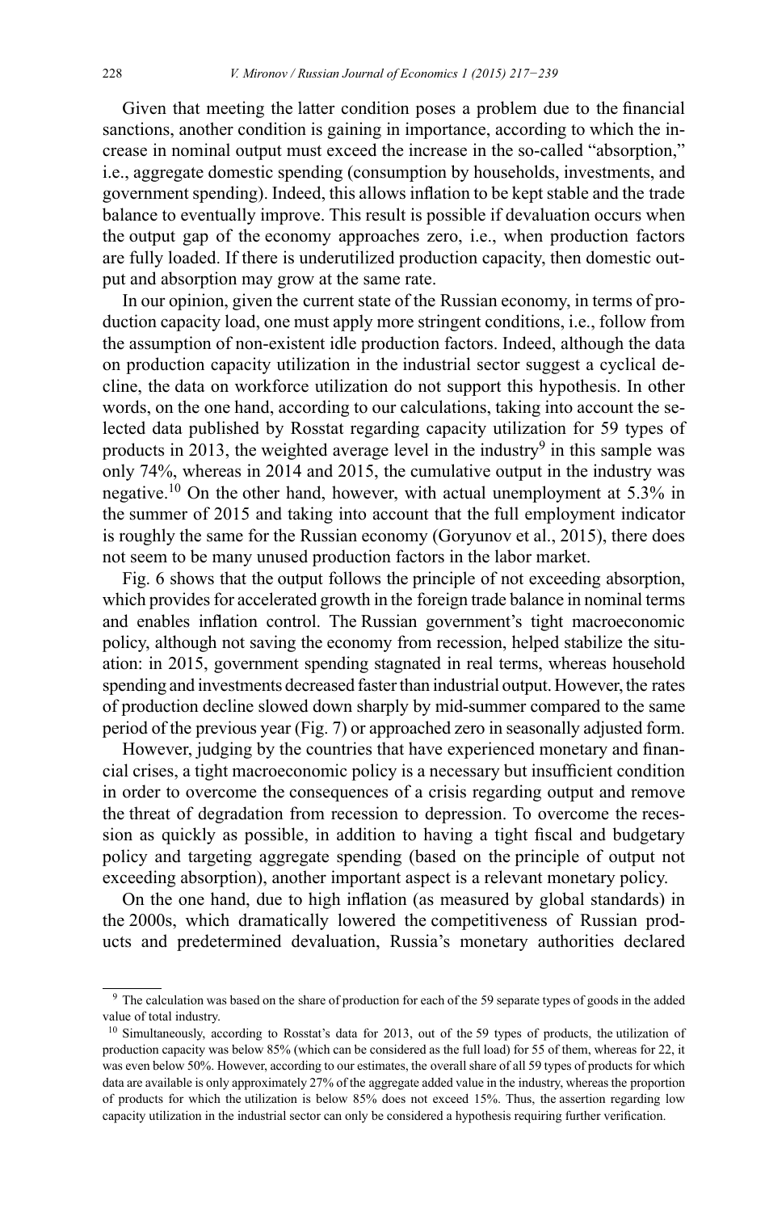Given that meeting the latter condition poses a problem due to the financial sanctions, another condition is gaining in importance, according to which the increase in nominal output must exceed the increase in the so-called "absorption," i.e., aggregate domestic spending (consumption by households, investments, and government spending). Indeed, this allows inflation to be kept stable and the trade balance to eventually improve. This result is possible if devaluation occurs when the output gap of the economy approaches zero, i.e., when production factors are fully loaded. If there is underutilized production capacity, then domestic output and absorption may grow at the same rate.

In our opinion, given the current state of the Russian economy, in terms of production capacity load, one must apply more stringent conditions, i.e., follow from the assumption of non-existent idle production factors. Indeed, although the data on production capacity utilization in the industrial sector suggest a cyclical decline, the data on workforce utilization do not support this hypothesis. In other words, on the one hand, according to our calculations, taking into account the selected data published by Rosstat regarding capacity utilization for 59 types of products in 2013, the weighted average level in the industry[9] in this sample was only 74%, whereas in 2014 and 2015, the cumulative output in the industry was negative.[10] On the other hand, however, with actual unemployment at 5.3% in the summer of 2015 and taking into account that the full employment indicator is roughly the same for the Russian economy (Goryunov et al., 2015), there does not seem to be many unused production factors in the labor market.

Fig. 6 shows that the output follows the principle of not exceeding absorption, which provides for accelerated growth in the foreign trade balance in nominal terms and enables inflation control. The Russian government's tight macroeconomic policy, although not saving the economy from recession, helped stabilize the situation: in 2015, government spending stagnated in real terms, whereas household spending and investments decreased faster than industrial output. However, the rates of production decline slowed down sharply by mid-summer compared to the same period of the previous year (Fig. 7) or approached zero in seasonally adjusted form.

However, judging by the countries that have experienced monetary and financial crises, a tight macroeconomic policy is a necessary but insufficient condition in order to overcome the consequences of a crisis regarding output and remove the threat of degradation from recession to depression. To overcome the recession as quickly as possible, in addition to having a tight fiscal and budgetary policy and targeting aggregate spending (based on the principle of output not exceeding absorption), another important aspect is a relevant monetary policy.

On the one hand, due to high inflation (as measured by global standards) in the 2000s, which dramatically lowered the competitiveness of Russian products and predetermined devaluation, Russia's monetary authorities declared

---

[9] The calculation was based on the share of production for each of the 59 separate types of goods in the added value of total industry.

[10] Simultaneously, according to Rosstat's data for 2013, out of the 59 types of products, the utilization of production capacity was below 85% (which can be considered as the full load) for 55 of them, whereas for 22, it was even below 50%. However, according to our estimates, the overall share of all 59 types of products for which data are available is only approximately 27% of the aggregate added value in the industry, whereas the proportion of products for which the utilization is below 85% does not exceed 15%. Thus, the assertion regarding low capacity utilization in the industrial sector can only be considered a hypothesis requiring further verification.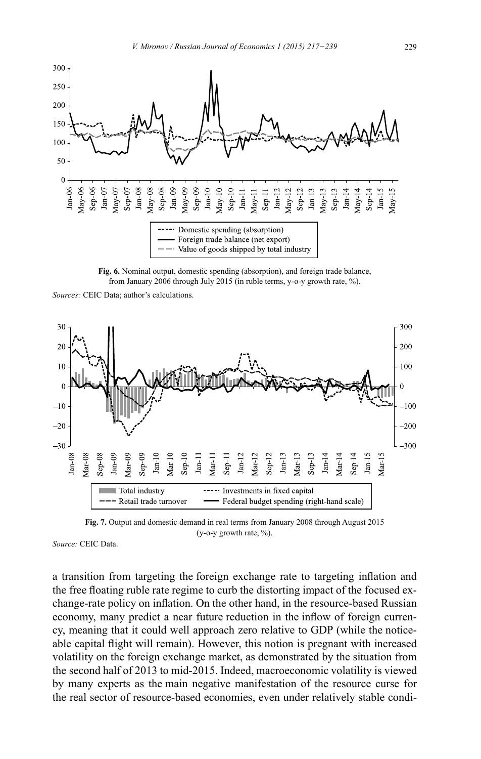**Fig. 6.** Nominal output, domestic spending (absorption), and foreign trade balance, from January 2006 through July 2015 (in ruble terms, y-o-y growth rate, %).

*Sources:* CEIC Data; author's calculations.

**Fig. 7.** Output and domestic demand in real terms from January 2008 through August 2015 (y-o-y growth rate, %).

*Source:* CEIC Data.

a transition from targeting the foreign exchange rate to targeting inflation and the free floating ruble rate regime to curb the distorting impact of the focused exchange-rate policy on inflation. On the other hand, in the resource-based Russian economy, many predict a near future reduction in the inflow of foreign currency, meaning that it could well approach zero relative to GDP (while the noticeable capital flight will remain). However, this notion is pregnant with increased volatility on the foreign exchange market, as demonstrated by the situation from the second half of 2013 to mid-2015. Indeed, macroeconomic volatility is viewed by many experts as the main negative manifestation of the resource curse for the real sector of resource-based economies, even under relatively stable condi-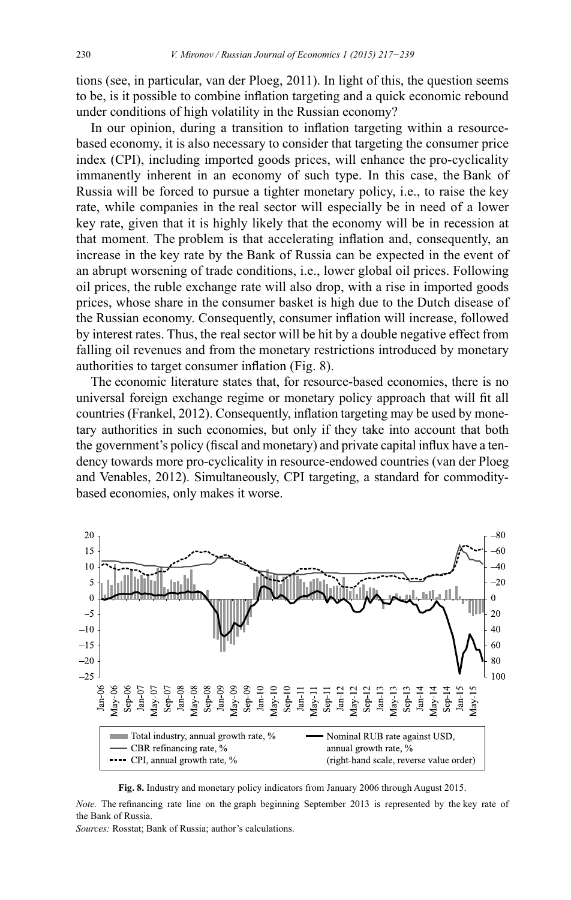tions (see, in particular, van der Ploeg, 2011). In light of this, the question seems to be, is it possible to combine inflation targeting and a quick economic rebound under conditions of high volatility in the Russian economy?

In our opinion, during a transition to inflation targeting within a resource-based economy, it is also necessary to consider that targeting the consumer price index (CPI), including imported goods prices, will enhance the pro-cyclicality immanently inherent in an economy of such type. In this case, the Bank of Russia will be forced to pursue a tighter monetary policy, i.e., to raise the key rate, while companies in the real sector will especially be in need of a lower key rate, given that it is highly likely that the economy will be in recession at that moment. The problem is that accelerating inflation and, consequently, an increase in the key rate by the Bank of Russia can be expected in the event of an abrupt worsening of trade conditions, i.e., lower global oil prices. Following oil prices, the ruble exchange rate will also drop, with a rise in imported goods prices, whose share in the consumer basket is high due to the Dutch disease of the Russian economy. Consequently, consumer inflation will increase, followed by interest rates. Thus, the real sector will be hit by a double negative effect from falling oil revenues and from the monetary restrictions introduced by monetary authorities to target consumer inflation (Fig. 8).

The economic literature states that, for resource-based economies, there is no universal foreign exchange regime or monetary policy approach that will fit all countries (Frankel, 2012). Consequently, inflation targeting may be used by monetary authorities in such economies, but only if they take into account that both the government's policy (fiscal and monetary) and private capital influx have a tendency towards more pro-cyclicality in resource-endowed countries (van der Ploeg and Venables, 2012). Simultaneously, CPI targeting, a standard for commodity-based economies, only makes it worse.

**Fig. 8.** Industry and monetary policy indicators from January 2006 through August 2015.

*Note.* The refinancing rate line on the graph beginning September 2013 is represented by the key rate of the Bank of Russia.

*Sources:* Rosstat; Bank of Russia; author's calculations.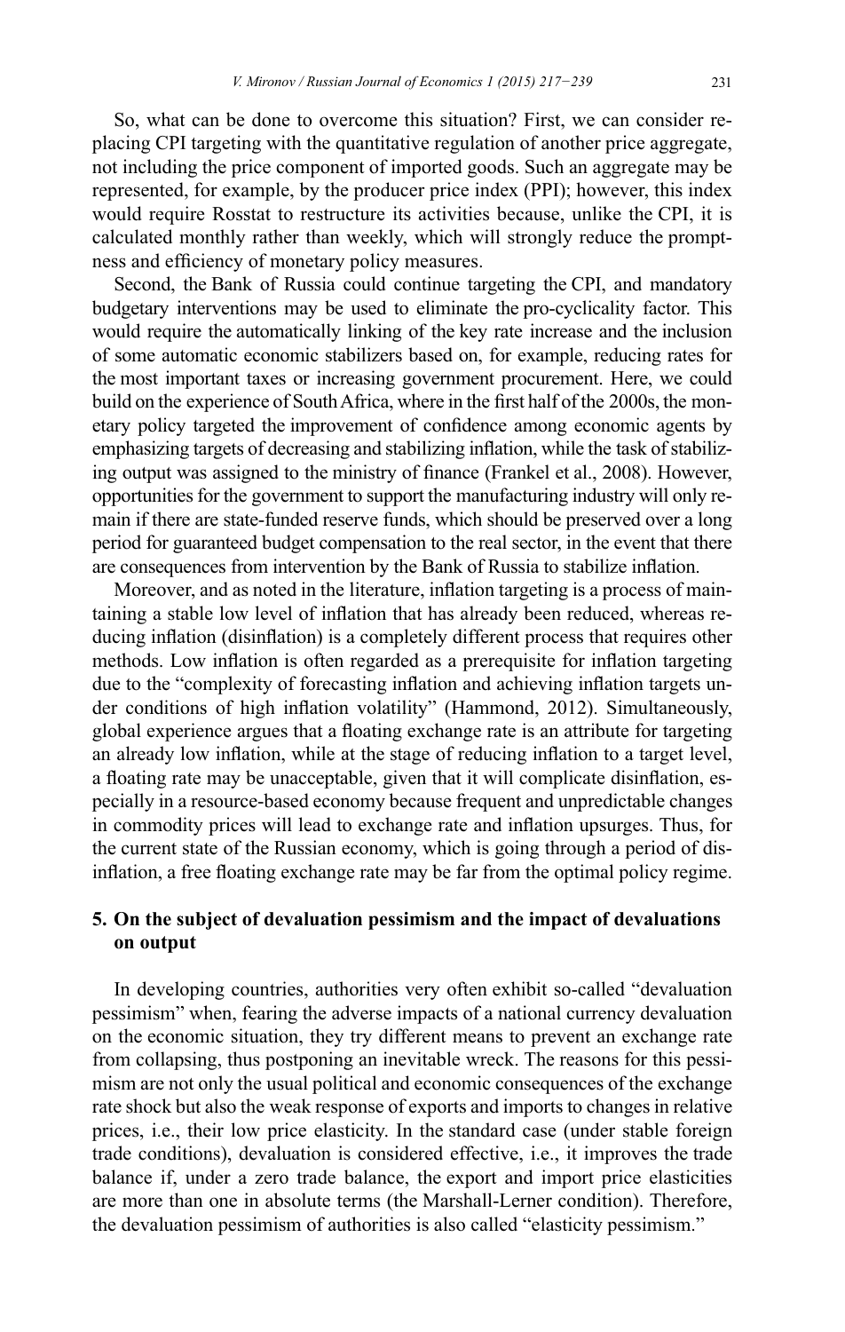So, what can be done to overcome this situation? First, we can consider replacing CPI targeting with the quantitative regulation of another price aggregate, not including the price component of imported goods. Such an aggregate may be represented, for example, by the producer price index (PPI); however, this index would require Rosstat to restructure its activities because, unlike the CPI, it is calculated monthly rather than weekly, which will strongly reduce the promptness and efficiency of monetary policy measures.

Second, the Bank of Russia could continue targeting the CPI, and mandatory budgetary interventions may be used to eliminate the pro-cyclicality factor. This would require the automatically linking of the key rate increase and the inclusion of some automatic economic stabilizers based on, for example, reducing rates for the most important taxes or increasing government procurement. Here, we could build on the experience of South Africa, where in the first half of the 2000s, the monetary policy targeted the improvement of confidence among economic agents by emphasizing targets of decreasing and stabilizing inflation, while the task of stabilizing output was assigned to the ministry of finance (Frankel et al., 2008). However, opportunities for the government to support the manufacturing industry will only remain if there are state-funded reserve funds, which should be preserved over a long period for guaranteed budget compensation to the real sector, in the event that there are consequences from intervention by the Bank of Russia to stabilize inflation.

Moreover, and as noted in the literature, inflation targeting is a process of maintaining a stable low level of inflation that has already been reduced, whereas reducing inflation (disinflation) is a completely different process that requires other methods. Low inflation is often regarded as a prerequisite for inflation targeting due to the "complexity of forecasting inflation and achieving inflation targets under conditions of high inflation volatility" (Hammond, 2012). Simultaneously, global experience argues that a floating exchange rate is an attribute for targeting an already low inflation, while at the stage of reducing inflation to a target level, a floating rate may be unacceptable, given that it will complicate disinflation, especially in a resource-based economy because frequent and unpredictable changes in commodity prices will lead to exchange rate and inflation upsurges. Thus, for the current state of the Russian economy, which is going through a period of disinflation, a free floating exchange rate may be far from the optimal policy regime.

## 5. On the subject of devaluation pessimism and the impact of devaluations on output

In developing countries, authorities very often exhibit so-called "devaluation pessimism" when, fearing the adverse impacts of a national currency devaluation on the economic situation, they try different means to prevent an exchange rate from collapsing, thus postponing an inevitable wreck. The reasons for this pessimism are not only the usual political and economic consequences of the exchange rate shock but also the weak response of exports and imports to changes in relative prices, i.e., their low price elasticity. In the standard case (under stable foreign trade conditions), devaluation is considered effective, i.e., it improves the trade balance if, under a zero trade balance, the export and import price elasticities are more than one in absolute terms (the Marshall-Lerner condition). Therefore, the devaluation pessimism of authorities is also called "elasticity pessimism."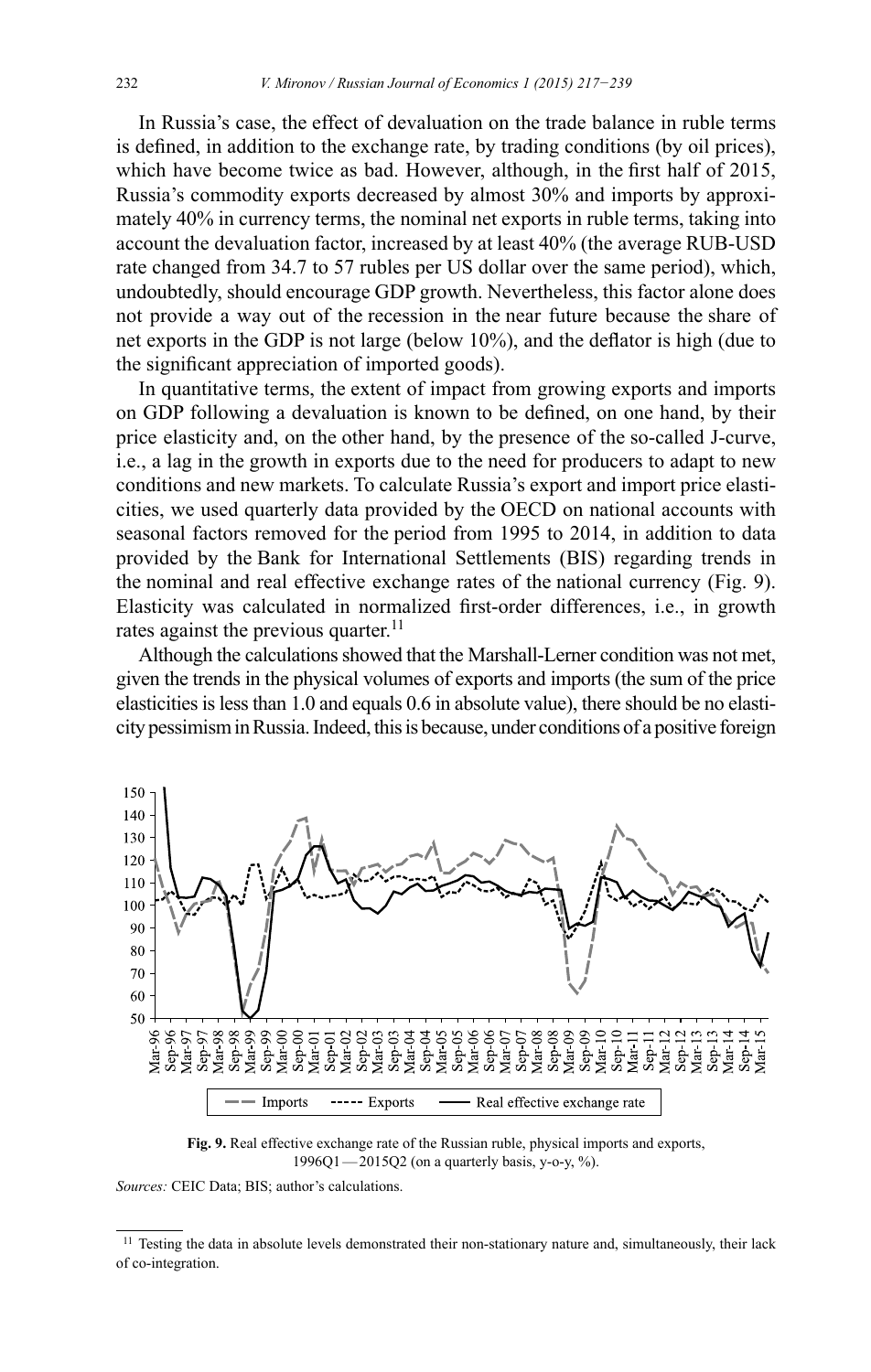In Russia's case, the effect of devaluation on the trade balance in ruble terms is defined, in addition to the exchange rate, by trading conditions (by oil prices), which have become twice as bad. However, although, in the first half of 2015, Russia's commodity exports decreased by almost 30% and imports by approximately 40% in currency terms, the nominal net exports in ruble terms, taking into account the devaluation factor, increased by at least 40% (the average RUB-USD rate changed from 34.7 to 57 rubles per US dollar over the same period), which, undoubtedly, should encourage GDP growth. Nevertheless, this factor alone does not provide a way out of the recession in the near future because the share of net exports in the GDP is not large (below 10%), and the deflator is high (due to the significant appreciation of imported goods).

In quantitative terms, the extent of impact from growing exports and imports on GDP following a devaluation is known to be defined, on one hand, by their price elasticity and, on the other hand, by the presence of the so-called J-curve, i.e., a lag in the growth in exports due to the need for producers to adapt to new conditions and new markets. To calculate Russia's export and import price elasticities, we used quarterly data provided by the OECD on national accounts with seasonal factors removed for the period from 1995 to 2014, in addition to data provided by the Bank for International Settlements (BIS) regarding trends in the nominal and real effective exchange rates of the national currency (Fig. 9). Elasticity was calculated in normalized first-order differences, i.e., in growth rates against the previous quarter.[11]

Although the calculations showed that the Marshall-Lerner condition was not met, given the trends in the physical volumes of exports and imports (the sum of the price elasticities is less than 1.0 and equals 0.6 in absolute value), there should be no elasticity pessimism in Russia. Indeed, this is because, under conditions of a positive foreign

**Fig. 9.** Real effective exchange rate of the Russian ruble, physical imports and exports, 1996Q1 — 2015Q2 (on a quarterly basis, y-o-y, %).

*Sources:* CEIC Data; BIS; author's calculations.

[11] Testing the data in absolute levels demonstrated their non-stationary nature and, simultaneously, their lack of co-integration.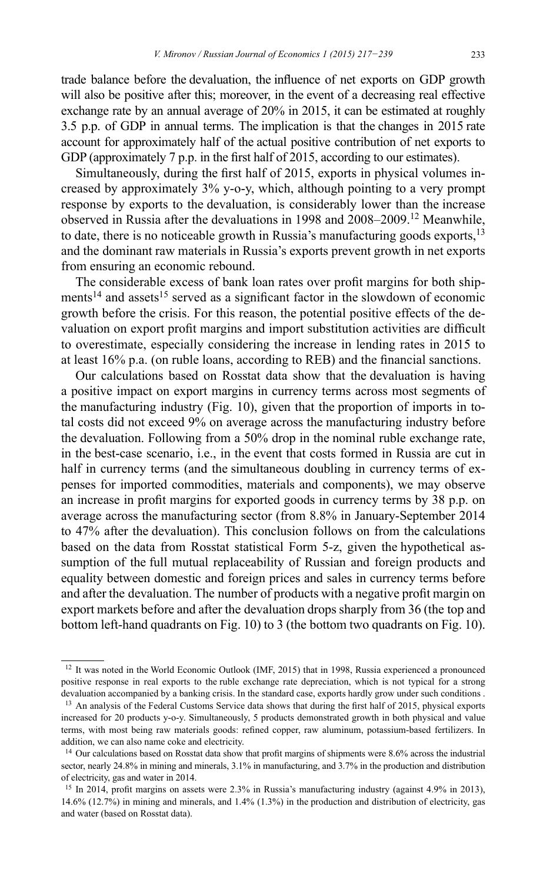trade balance before the devaluation, the influence of net exports on GDP growth will also be positive after this; moreover, in the event of a decreasing real effective exchange rate by an annual average of 20% in 2015, it can be estimated at roughly 3.5 p.p. of GDP in annual terms. The implication is that the changes in 2015 rate account for approximately half of the actual positive contribution of net exports to GDP (approximately 7 p.p. in the first half of 2015, according to our estimates).

Simultaneously, during the first half of 2015, exports in physical volumes increased by approximately 3% y-o-y, which, although pointing to a very prompt response by exports to the devaluation, is considerably lower than the increase observed in Russia after the devaluations in 1998 and 2008–2009.[12] Meanwhile, to date, there is no noticeable growth in Russia's manufacturing goods exports,[13] and the dominant raw materials in Russia's exports prevent growth in net exports from ensuring an economic rebound.

The considerable excess of bank loan rates over profit margins for both shipments[14] and assets[15] served as a significant factor in the slowdown of economic growth before the crisis. For this reason, the potential positive effects of the devaluation on export profit margins and import substitution activities are difficult to overestimate, especially considering the increase in lending rates in 2015 to at least 16% p.a. (on ruble loans, according to REB) and the financial sanctions.

Our calculations based on Rosstat data show that the devaluation is having a positive impact on export margins in currency terms across most segments of the manufacturing industry (Fig. 10), given that the proportion of imports in total costs did not exceed 9% on average across the manufacturing industry before the devaluation. Following from a 50% drop in the nominal ruble exchange rate, in the best-case scenario, i.e., in the event that costs formed in Russia are cut in half in currency terms (and the simultaneous doubling in currency terms of expenses for imported commodities, materials and components), we may observe an increase in profit margins for exported goods in currency terms by 38 p.p. on average across the manufacturing sector (from 8.8% in January-September 2014 to 47% after the devaluation). This conclusion follows on from the calculations based on the data from Rosstat statistical Form 5-z, given the hypothetical assumption of the full mutual replaceability of Russian and foreign products and equality between domestic and foreign prices and sales in currency terms before and after the devaluation. The number of products with a negative profit margin on export markets before and after the devaluation drops sharply from 36 (the top and bottom left-hand quadrants on Fig. 10) to 3 (the bottom two quadrants on Fig. 10).

---

[12] It was noted in the World Economic Outlook (IMF, 2015) that in 1998, Russia experienced a pronounced positive response in real exports to the ruble exchange rate depreciation, which is not typical for a strong devaluation accompanied by a banking crisis. In the standard case, exports hardly grow under such conditions .

[13] An analysis of the Federal Customs Service data shows that during the first half of 2015, physical exports increased for 20 products y-o-y. Simultaneously, 5 products demonstrated growth in both physical and value terms, with most being raw materials goods: refined copper, raw aluminum, potassium-based fertilizers. In addition, we can also name coke and electricity.

[14] Our calculations based on Rosstat data show that profit margins of shipments were 8.6% across the industrial sector, nearly 24.8% in mining and minerals, 3.1% in manufacturing, and 3.7% in the production and distribution of electricity, gas and water in 2014.

[15] In 2014, profit margins on assets were 2.3% in Russia's manufacturing industry (against 4.9% in 2013), 14.6% (12.7%) in mining and minerals, and 1.4% (1.3%) in the production and distribution of electricity, gas and water (based on Rosstat data).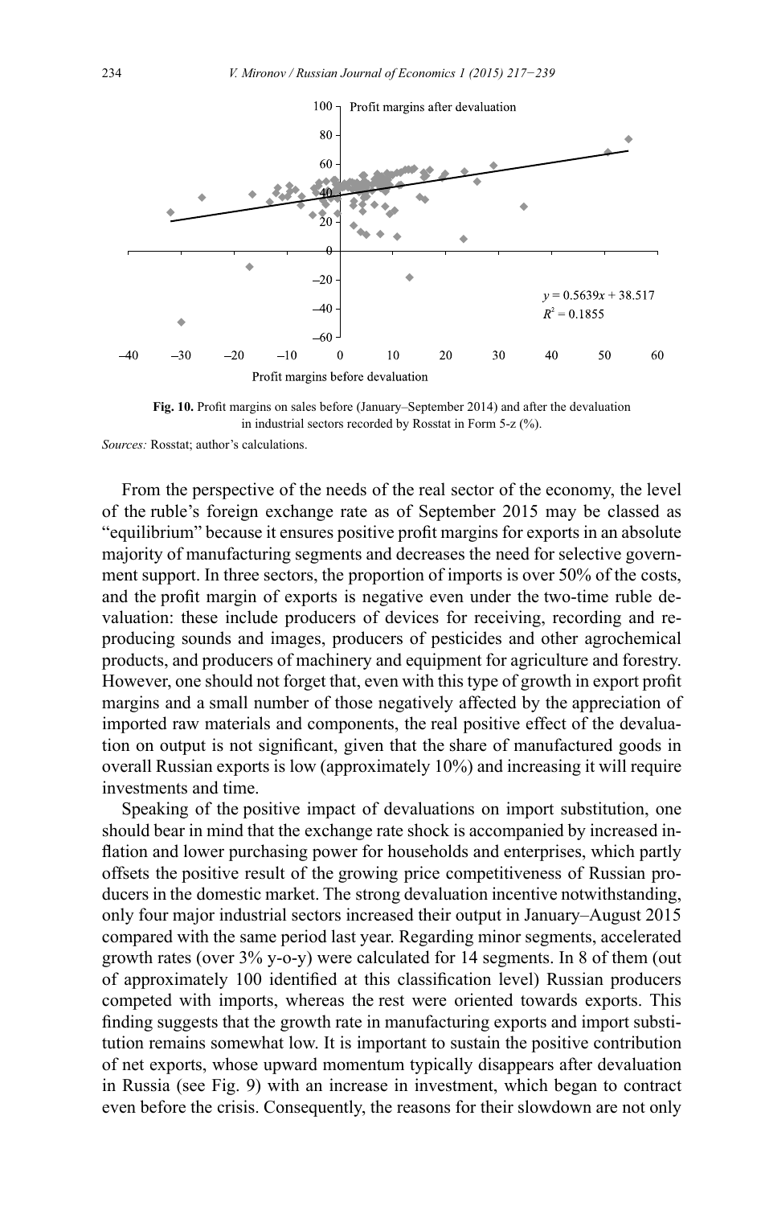**Fig. 10.** Profit margins on sales before (January–September 2014) and after the devaluation in industrial sectors recorded by Rosstat in Form 5-z (%).

*Sources:* Rosstat; author's calculations.

From the perspective of the needs of the real sector of the economy, the level of the ruble's foreign exchange rate as of September 2015 may be classed as "equilibrium" because it ensures positive profit margins for exports in an absolute majority of manufacturing segments and decreases the need for selective government support. In three sectors, the proportion of imports is over 50% of the costs, and the profit margin of exports is negative even under the two-time ruble devaluation: these include producers of devices for receiving, recording and reproducing sounds and images, producers of pesticides and other agrochemical products, and producers of machinery and equipment for agriculture and forestry. However, one should not forget that, even with this type of growth in export profit margins and a small number of those negatively affected by the appreciation of imported raw materials and components, the real positive effect of the devaluation on output is not significant, given that the share of manufactured goods in overall Russian exports is low (approximately 10%) and increasing it will require investments and time.

Speaking of the positive impact of devaluations on import substitution, one should bear in mind that the exchange rate shock is accompanied by increased inflation and lower purchasing power for households and enterprises, which partly offsets the positive result of the growing price competitiveness of Russian producers in the domestic market. The strong devaluation incentive notwithstanding, only four major industrial sectors increased their output in January–August 2015 compared with the same period last year. Regarding minor segments, accelerated growth rates (over 3% y-o-y) were calculated for 14 segments. In 8 of them (out of approximately 100 identified at this classification level) Russian producers competed with imports, whereas the rest were oriented towards exports. This finding suggests that the growth rate in manufacturing exports and import substitution remains somewhat low. It is important to sustain the positive contribution of net exports, whose upward momentum typically disappears after devaluation in Russia (see Fig. 9) with an increase in investment, which began to contract even before the crisis. Consequently, the reasons for their slowdown are not only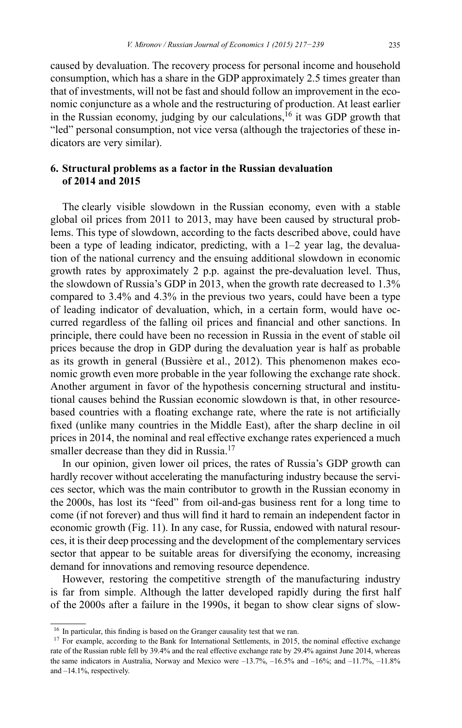caused by devaluation. The recovery process for personal income and household consumption, which has a share in the GDP approximately 2.5 times greater than that of investments, will not be fast and should follow an improvement in the economic conjuncture as a whole and the restructuring of production. At least earlier in the Russian economy, judging by our calculations,[16] it was GDP growth that "led" personal consumption, not vice versa (although the trajectories of these indicators are very similar).

## 6. Structural problems as a factor in the Russian devaluation of 2014 and 2015

The clearly visible slowdown in the Russian economy, even with a stable global oil prices from 2011 to 2013, may have been caused by structural problems. This type of slowdown, according to the facts described above, could have been a type of leading indicator, predicting, with a 1–2 year lag, the devaluation of the national currency and the ensuing additional slowdown in economic growth rates by approximately 2 p.p. against the pre-devaluation level. Thus, the slowdown of Russia's GDP in 2013, when the growth rate decreased to 1.3% compared to 3.4% and 4.3% in the previous two years, could have been a type of leading indicator of devaluation, which, in a certain form, would have occurred regardless of the falling oil prices and financial and other sanctions. In principle, there could have been no recession in Russia in the event of stable oil prices because the drop in GDP during the devaluation year is half as probable as its growth in general (Bussière et al., 2012). This phenomenon makes economic growth even more probable in the year following the exchange rate shock. Another argument in favor of the hypothesis concerning structural and institutional causes behind the Russian economic slowdown is that, in other resource-based countries with a floating exchange rate, where the rate is not artificially fixed (unlike many countries in the Middle East), after the sharp decline in oil prices in 2014, the nominal and real effective exchange rates experienced a much smaller decrease than they did in Russia.[17]

In our opinion, given lower oil prices, the rates of Russia's GDP growth can hardly recover without accelerating the manufacturing industry because the services sector, which was the main contributor to growth in the Russian economy in the 2000s, has lost its "feed" from oil-and-gas business rent for a long time to come (if not forever) and thus will find it hard to remain an independent factor in economic growth (Fig. 11). In any case, for Russia, endowed with natural resources, it is their deep processing and the development of the complementary services sector that appear to be suitable areas for diversifying the economy, increasing demand for innovations and removing resource dependence.

However, restoring the competitive strength of the manufacturing industry is far from simple. Although the latter developed rapidly during the first half of the 2000s after a failure in the 1990s, it began to show clear signs of slow-

---

[16] In particular, this finding is based on the Granger causality test that we ran.

[17] For example, according to the Bank for International Settlements, in 2015, the nominal effective exchange rate of the Russian ruble fell by 39.4% and the real effective exchange rate by 29.4% against June 2014, whereas the same indicators in Australia, Norway and Mexico were –13.7%, –16.5% and –16%; and –11.7%, –11.8% and –14.1%, respectively.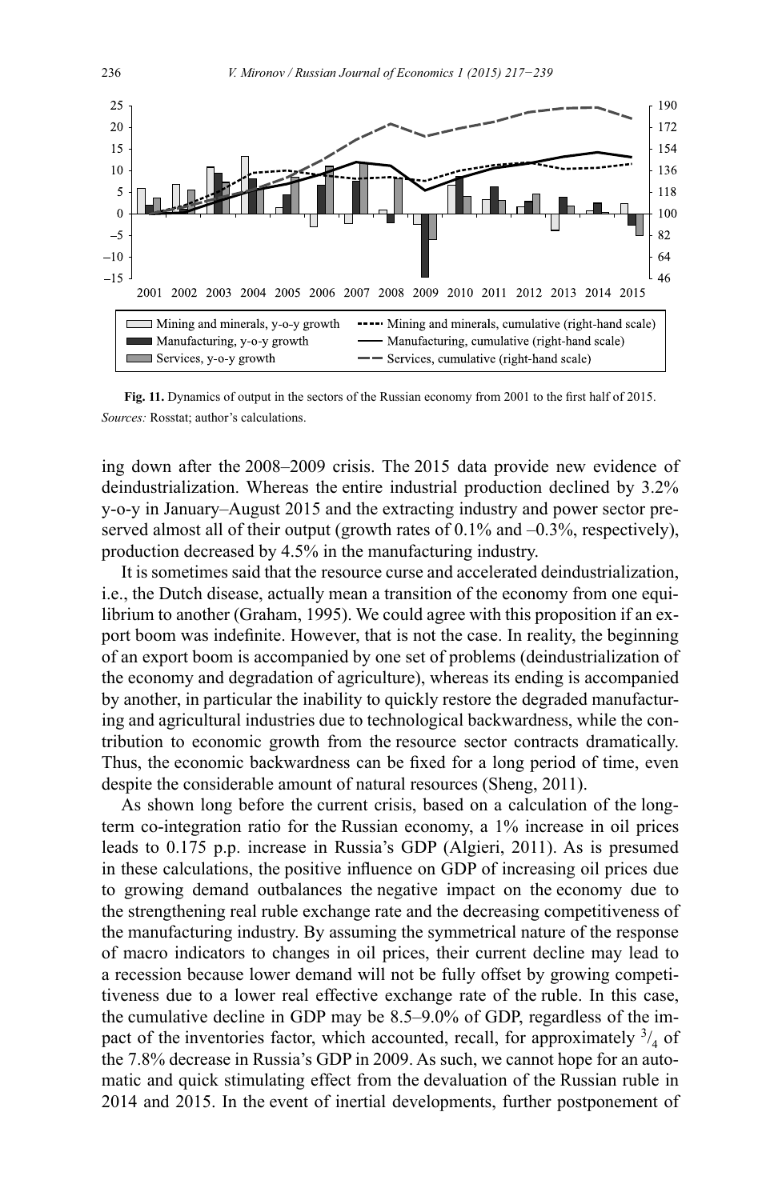Fig. 11. Dynamics of output in the sectors of the Russian economy from 2001 to the first half of 2015.
*Sources:* Rosstat; author's calculations.

ing down after the 2008–2009 crisis. The 2015 data provide new evidence of deindustrialization. Whereas the entire industrial production declined by 3.2% y-o-y in January–August 2015 and the extracting industry and power sector preserved almost all of their output (growth rates of 0.1% and –0.3%, respectively), production decreased by 4.5% in the manufacturing industry.

It is sometimes said that the resource curse and accelerated deindustrialization, i.e., the Dutch disease, actually mean a transition of the economy from one equilibrium to another (Graham, 1995). We could agree with this proposition if an export boom was indefinite. However, that is not the case. In reality, the beginning of an export boom is accompanied by one set of problems (deindustrialization of the economy and degradation of agriculture), whereas its ending is accompanied by another, in particular the inability to quickly restore the degraded manufacturing and agricultural industries due to technological backwardness, while the contribution to economic growth from the resource sector contracts dramatically. Thus, the economic backwardness can be fixed for a long period of time, even despite the considerable amount of natural resources (Sheng, 2011).

As shown long before the current crisis, based on a calculation of the long-term co-integration ratio for the Russian economy, a 1% increase in oil prices leads to 0.175 p.p. increase in Russia's GDP (Algieri, 2011). As is presumed in these calculations, the positive influence on GDP of increasing oil prices due to growing demand outbalances the negative impact on the economy due to the strengthening real ruble exchange rate and the decreasing competitiveness of the manufacturing industry. By assuming the symmetrical nature of the response of macro indicators to changes in oil prices, their current decline may lead to a recession because lower demand will not be fully offset by growing competitiveness due to a lower real effective exchange rate of the ruble. In this case, the cumulative decline in GDP may be 8.5–9.0% of GDP, regardless of the impact of the inventories factor, which accounted, recall, for approximately $^{3}/_{4}$ of the 7.8% decrease in Russia's GDP in 2009. As such, we cannot hope for an automatic and quick stimulating effect from the devaluation of the Russian ruble in 2014 and 2015. In the event of inertial developments, further postponement of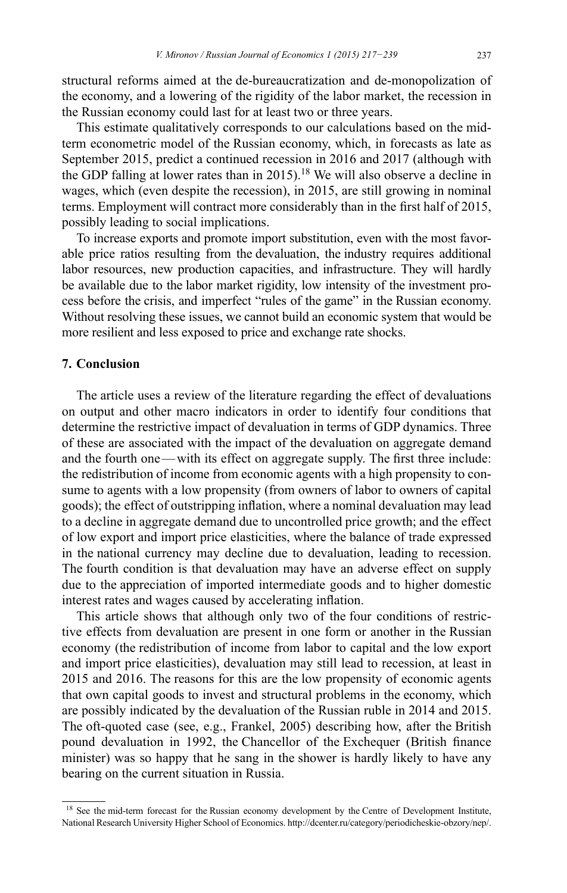structural reforms aimed at the de-bureaucratization and de-monopolization of the economy, and a lowering of the rigidity of the labor market, the recession in the Russian economy could last for at least two or three years.

This estimate qualitatively corresponds to our calculations based on the mid-term econometric model of the Russian economy, which, in forecasts as late as September 2015, predict a continued recession in 2016 and 2017 (although with the GDP falling at lower rates than in 2015).[18] We will also observe a decline in wages, which (even despite the recession), in 2015, are still growing in nominal terms. Employment will contract more considerably than in the first half of 2015, possibly leading to social implications.

To increase exports and promote import substitution, even with the most favorable price ratios resulting from the devaluation, the industry requires additional labor resources, new production capacities, and infrastructure. They will hardly be available due to the labor market rigidity, low intensity of the investment process before the crisis, and imperfect "rules of the game" in the Russian economy. Without resolving these issues, we cannot build an economic system that would be more resilient and less exposed to price and exchange rate shocks.

## 7. Conclusion

The article uses a review of the literature regarding the effect of devaluations on output and other macro indicators in order to identify four conditions that determine the restrictive impact of devaluation in terms of GDP dynamics. Three of these are associated with the impact of the devaluation on aggregate demand and the fourth one—with its effect on aggregate supply. The first three include: the redistribution of income from economic agents with a high propensity to consume to agents with a low propensity (from owners of labor to owners of capital goods); the effect of outstripping inflation, where a nominal devaluation may lead to a decline in aggregate demand due to uncontrolled price growth; and the effect of low export and import price elasticities, where the balance of trade expressed in the national currency may decline due to devaluation, leading to recession. The fourth condition is that devaluation may have an adverse effect on supply due to the appreciation of imported intermediate goods and to higher domestic interest rates and wages caused by accelerating inflation.

This article shows that although only two of the four conditions of restrictive effects from devaluation are present in one form or another in the Russian economy (the redistribution of income from labor to capital and the low export and import price elasticities), devaluation may still lead to recession, at least in 2015 and 2016. The reasons for this are the low propensity of economic agents that own capital goods to invest and structural problems in the economy, which are possibly indicated by the devaluation of the Russian ruble in 2014 and 2015. The oft-quoted case (see, e.g., Frankel, 2005) describing how, after the British pound devaluation in 1992, the Chancellor of the Exchequer (British finance minister) was so happy that he sang in the shower is hardly likely to have any bearing on the current situation in Russia.

[18] See the mid-term forecast for the Russian economy development by the Centre of Development Institute, National Research University Higher School of Economics. http://dcenter.ru/category/periodicheskie-obzory/nep/.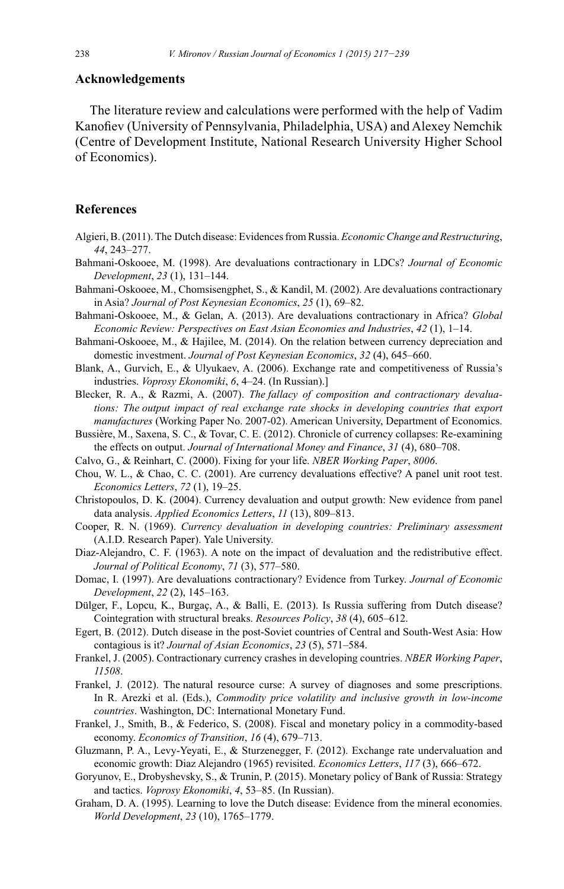## Acknowledgements

The literature review and calculations were performed with the help of Vadim Kanofiev (University of Pennsylvania, Philadelphia, USA) and Alexey Nemchik (Centre of Development Institute, National Research University Higher School of Economics).

## References

Algieri, B. (2011). The Dutch disease: Evidences from Russia. *Economic Change and Restructuring*, *44*, 243–277.

Bahmani-Oskooee, M. (1998). Are devaluations contractionary in LDCs? *Journal of Economic Development*, *23* (1), 131–144.

Bahmani-Oskooee, M., Chomsisengphet, S., & Kandil, M. (2002). Are devaluations contractionary in Asia? *Journal of Post Keynesian Economics*, *25* (1), 69–82.

Bahmani-Oskooee, M., & Gelan, A. (2013). Are devaluations contractionary in Africa? *Global Economic Review: Perspectives on East Asian Economies and Industries*, *42* (1), 1–14.

Bahmani-Oskooee, M., & Hajilee, M. (2014). On the relation between currency depreciation and domestic investment. *Journal of Post Keynesian Economics*, *32* (4), 645–660.

Blank, A., Gurvich, E., & Ulyukaev, A. (2006). Exchange rate and competitiveness of Russia's industries. *Voprosy Ekonomiki*, *6*, 4–24. (In Russian).]

Blecker, R. A., & Razmi, A. (2007). *The fallacy of composition and contractionary devaluations: The output impact of real exchange rate shocks in developing countries that export manufactures* (Working Paper No. 2007-02). American University, Department of Economics.

Bussière, M., Saxena, S. C., & Tovar, C. E. (2012). Chronicle of currency collapses: Re-examining the effects on output. *Journal of International Money and Finance*, *31* (4), 680–708.

Calvo, G., & Reinhart, C. (2000). Fixing for your life. *NBER Working Paper*, *8006*.

Chou, W. L., & Chao, C. C. (2001). Are currency devaluations effective? A panel unit root test. *Economics Letters*, *72* (1), 19–25.

Christopoulos, D. K. (2004). Currency devaluation and output growth: New evidence from panel data analysis. *Applied Economics Letters*, *11* (13), 809–813.

Cooper, R. N. (1969). *Currency devaluation in developing countries: Preliminary assessment* (A.I.D. Research Paper). Yale University.

Diaz-Alejandro, C. F. (1963). A note on the impact of devaluation and the redistributive effect. *Journal of Political Economy*, *71* (3), 577–580.

Domac, I. (1997). Are devaluations contractionary? Evidence from Turkey. *Journal of Economic Development*, *22* (2), 145–163.

Dülger, F., Lopcu, K., Burgaç, A., & Balli, E. (2013). Is Russia suffering from Dutch disease? Cointegration with structural breaks. *Resources Policy*, *38* (4), 605–612.

Egert, B. (2012). Dutch disease in the post-Soviet countries of Central and South-West Asia: How contagious is it? *Journal of Asian Economics*, *23* (5), 571–584.

Frankel, J. (2005). Contractionary currency crashes in developing countries. *NBER Working Paper*, *11508*.

Frankel, J. (2012). The natural resource curse: A survey of diagnoses and some prescriptions. In R. Arezki et al. (Eds.), *Commodity price volatility and inclusive growth in low-income countries*. Washington, DC: International Monetary Fund.

Frankel, J., Smith, B., & Federico, S. (2008). Fiscal and monetary policy in a commodity-based economy. *Economics of Transition*, *16* (4), 679–713.

Gluzmann, P. A., Levy-Yeyati, E., & Sturzenegger, F. (2012). Exchange rate undervaluation and economic growth: Diaz Alejandro (1965) revisited. *Economics Letters*, *117* (3), 666–672.

Goryunov, E., Drobyshevsky, S., & Trunin, P. (2015). Monetary policy of Bank of Russia: Strategy and tactics. *Voprosy Ekonomiki*, *4*, 53–85. (In Russian).

Graham, D. A. (1995). Learning to love the Dutch disease: Evidence from the mineral economies. *World Development*, *23* (10), 1765–1779.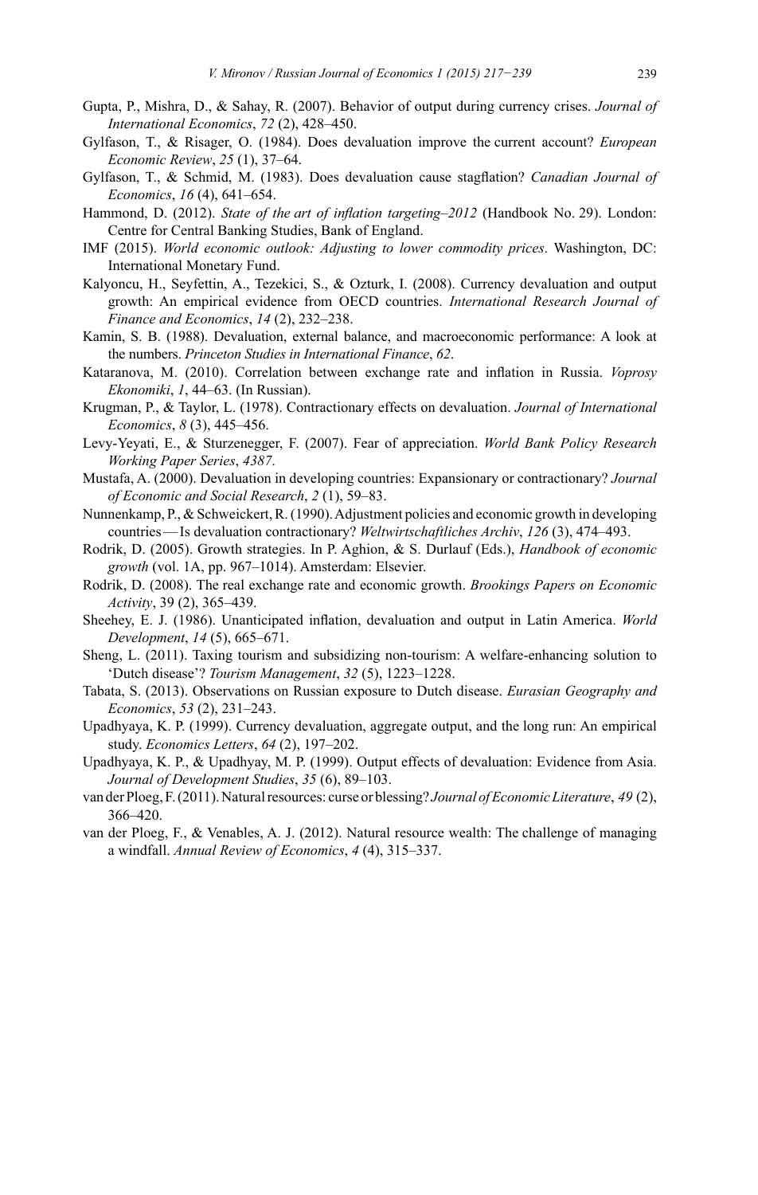Gupta, P., Mishra, D., & Sahay, R. (2007). Behavior of output during currency crises. *Journal of International Economics*, *72* (2), 428–450.

Gylfason, T., & Risager, O. (1984). Does devaluation improve the current account? *European Economic Review*, *25* (1), 37–64.

Gylfason, T., & Schmid, M. (1983). Does devaluation cause stagflation? *Canadian Journal of Economics*, *16* (4), 641–654.

Hammond, D. (2012). *State of the art of inflation targeting–2012* (Handbook No. 29). London: Centre for Central Banking Studies, Bank of England.

IMF (2015). *World economic outlook: Adjusting to lower commodity prices*. Washington, DC: International Monetary Fund.

Kalyoncu, H., Seyfettin, A., Tezekici, S., & Ozturk, I. (2008). Currency devaluation and output growth: An empirical evidence from OECD countries. *International Research Journal of Finance and Economics*, *14* (2), 232–238.

Kamin, S. B. (1988). Devaluation, external balance, and macroeconomic performance: A look at the numbers. *Princeton Studies in International Finance*, *62*.

Kataranova, M. (2010). Correlation between exchange rate and inflation in Russia. *Voprosy Ekonomiki*, *1*, 44–63. (In Russian).

Krugman, P., & Taylor, L. (1978). Contractionary effects on devaluation. *Journal of International Economics*, *8* (3), 445–456.

Levy-Yeyati, E., & Sturzenegger, F. (2007). Fear of appreciation. *World Bank Policy Research Working Paper Series*, *4387*.

Mustafa, A. (2000). Devaluation in developing countries: Expansionary or contractionary? *Journal of Economic and Social Research*, *2* (1), 59–83.

Nunnenkamp, P., & Schweickert, R. (1990). Adjustment policies and economic growth in developing countries — Is devaluation contractionary? *Weltwirtschaftliches Archiv*, *126* (3), 474–493.

Rodrik, D. (2005). Growth strategies. In P. Aghion, & S. Durlauf (Eds.), *Handbook of economic growth* (vol. 1A, pp. 967–1014). Amsterdam: Elsevier.

Rodrik, D. (2008). The real exchange rate and economic growth. *Brookings Papers on Economic Activity*, 39 (2), 365–439.

Sheehey, E. J. (1986). Unanticipated inflation, devaluation and output in Latin America. *World Development*, *14* (5), 665–671.

Sheng, L. (2011). Taxing tourism and subsidizing non-tourism: A welfare-enhancing solution to 'Dutch disease'? *Tourism Management*, *32* (5), 1223–1228.

Tabata, S. (2013). Observations on Russian exposure to Dutch disease. *Eurasian Geography and Economics*, *53* (2), 231–243.

Upadhyaya, K. P. (1999). Currency devaluation, aggregate output, and the long run: An empirical study. *Economics Letters*, *64* (2), 197–202.

Upadhyaya, K. P., & Upadhyay, M. P. (1999). Output effects of devaluation: Evidence from Asia. *Journal of Development Studies*, *35* (6), 89–103.

van der Ploeg, F. (2011). Natural resources: curse or blessing? *Journal of Economic Literature*, *49* (2), 366–420.

van der Ploeg, F., & Venables, A. J. (2012). Natural resource wealth: The challenge of managing a windfall. *Annual Review of Economics*, *4* (4), 315–337.